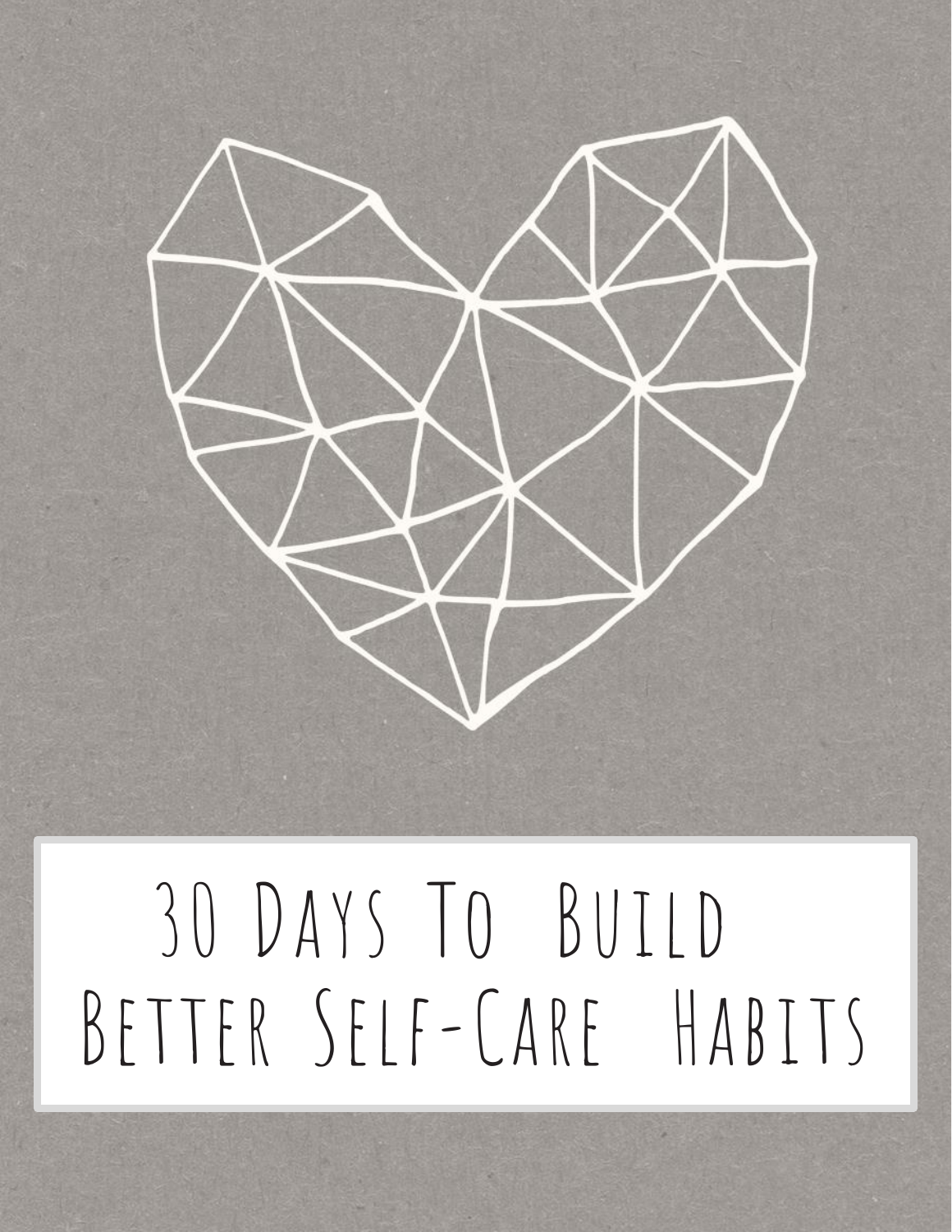# 30 Days To Build Better Self-Care Habits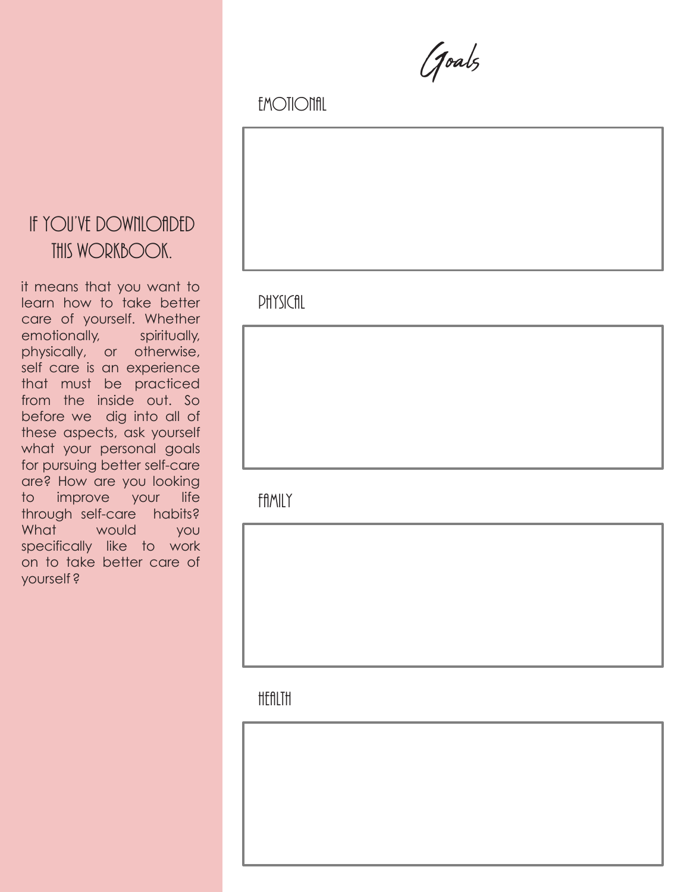# Goals

## IF YOU'VE DOWNLOADED THIS WORKBOOK.

it means that you want to learn how to take better care of yourself. Whether emotionally, spiritually, physically, or otherwise, self care is an experience that must be practiced from the inside out. So before we dig into all of these aspects, ask yourself what your personal goals for pursuing better self-care are? How are you looking to improve your life through self-care habits? What would you specifically like to work on to take better care of yourself?

### EMOTIONAL

### PHYSICAL

### FAMILY

### HEALTH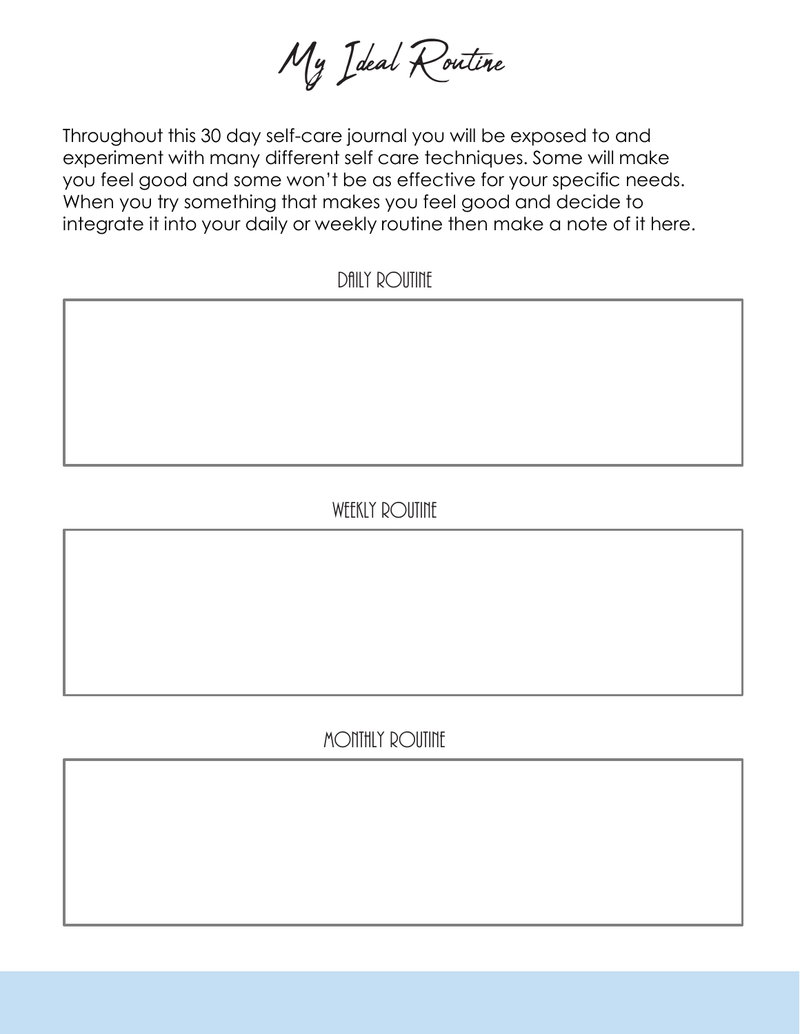# My Ideal Routine

Throughout this 30 day self-care journal you will be exposed to and experiment with many different self care techniques. Some will make you feel good and some won't be as effective for your specific needs. When you try something that makes you feel good and decide to integrate it into your daily or weekly routine then make a note of it here.

## DAILY ROUTINE

## WEEKLY ROUTINE

## MONTHLY ROUTINE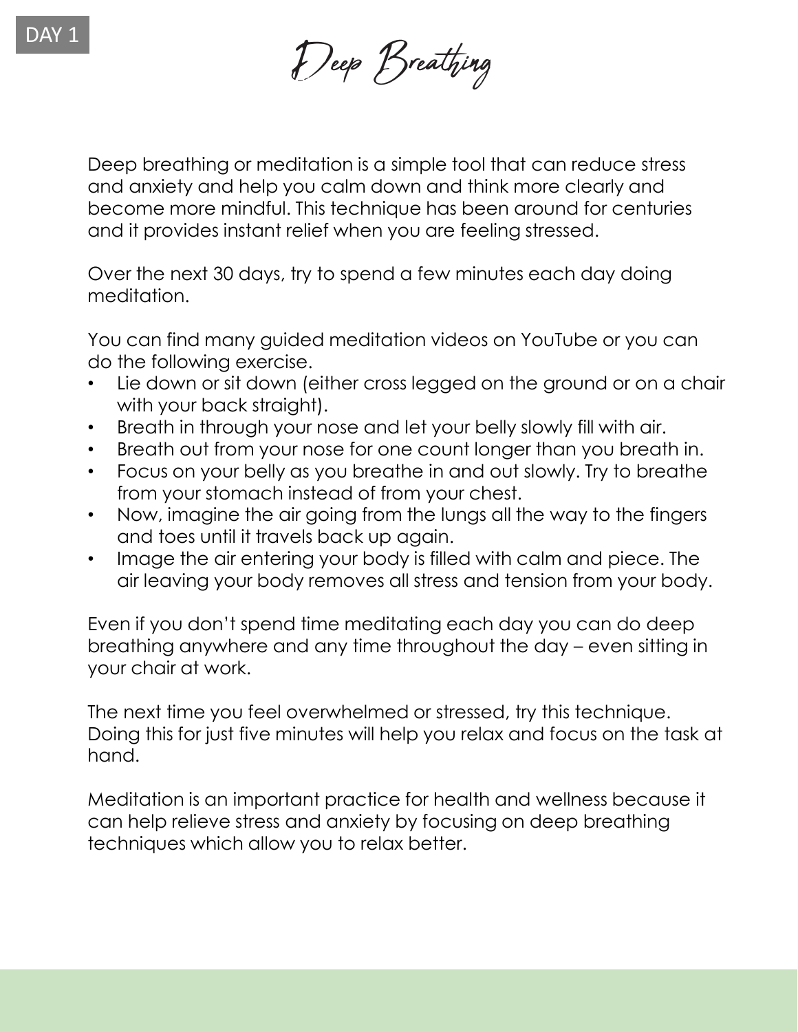DAY 1

# Deep Breathing

Deep breathing or meditation is a simple tool that can reduce stress and anxiety and help you calm down and think more clearly and become more mindful. This technique has been around for centuries and it provides instant relief when you are feeling stressed.

Over the next 30 days, try to spend a few minutes each day doing meditation.

You can find many guided meditation videos on YouTube or you can do the following exercise.

- Lie down or sit down (either cross legged on the ground or on a chair with your back straight).
- Breath in through your nose and let your belly slowly fill with air.
- Breath out from your nose for one count longer than you breath in.
- Focus on your belly as you breathe in and out slowly. Try to breathe from your stomach instead of from your chest.
- Now, imagine the air going from the lungs all the way to the fingers and toes until it travels back up again.
- Image the air entering your body is filled with calm and piece. The air leaving your body removes all stress and tension from your body.

Even if you don't spend time meditating each day you can do deep breathing anywhere and any time throughout the day – even sitting in your chair at work.

The next time you feel overwhelmed or stressed, try this technique. Doing this for just five minutes will help you relax and focus on the task at hand.

Meditation is an important practice for health and wellness because it can help relieve stress and anxiety by focusing on deep breathing techniques which allow you to relax better.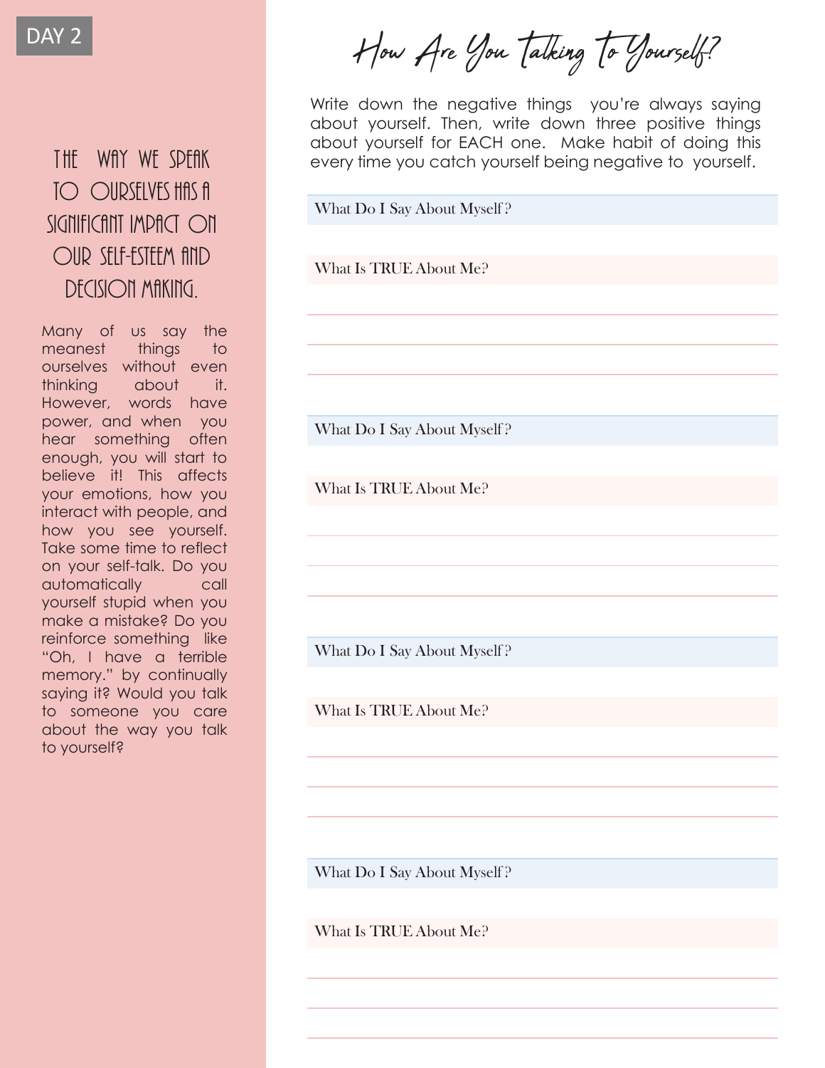DAY 2

# How Are You Talking To Yourself?

## THE WAY WE SPEAK TO OURSELVES HAS A SIGNIFICANT IMPACT ON OUR SELF-ESTEEM AND DECISION MAKING.

Many of us say the meanest things to ourselves without even thinking about it. However, words have power, and when you hear something often enough, you will start to believe it! This affects your emotions, how you interact with people, and how you see yourself. Take some time to reflect on your self-talk. Do you automatically call yourself stupid when you make a mistake? Do you reinforce something like "Oh, I have a terrible memory." by continually saying it? Would you talk to someone you care about the way you talk to yourself?

Write down the negative things you're always saying about yourself. Then, write down three positive things about yourself for EACH one. Make habit of doing this every time you catch yourself being negative to yourself.

What Do I Say About Myself?

What Is TRUE About Me?

What Do I Say About Myself?

What Is TRUE About Me?

What Do I Say About Myself?

What Is TRUE About Me?

What Do I Say About Myself?

What Is TRUE About Me?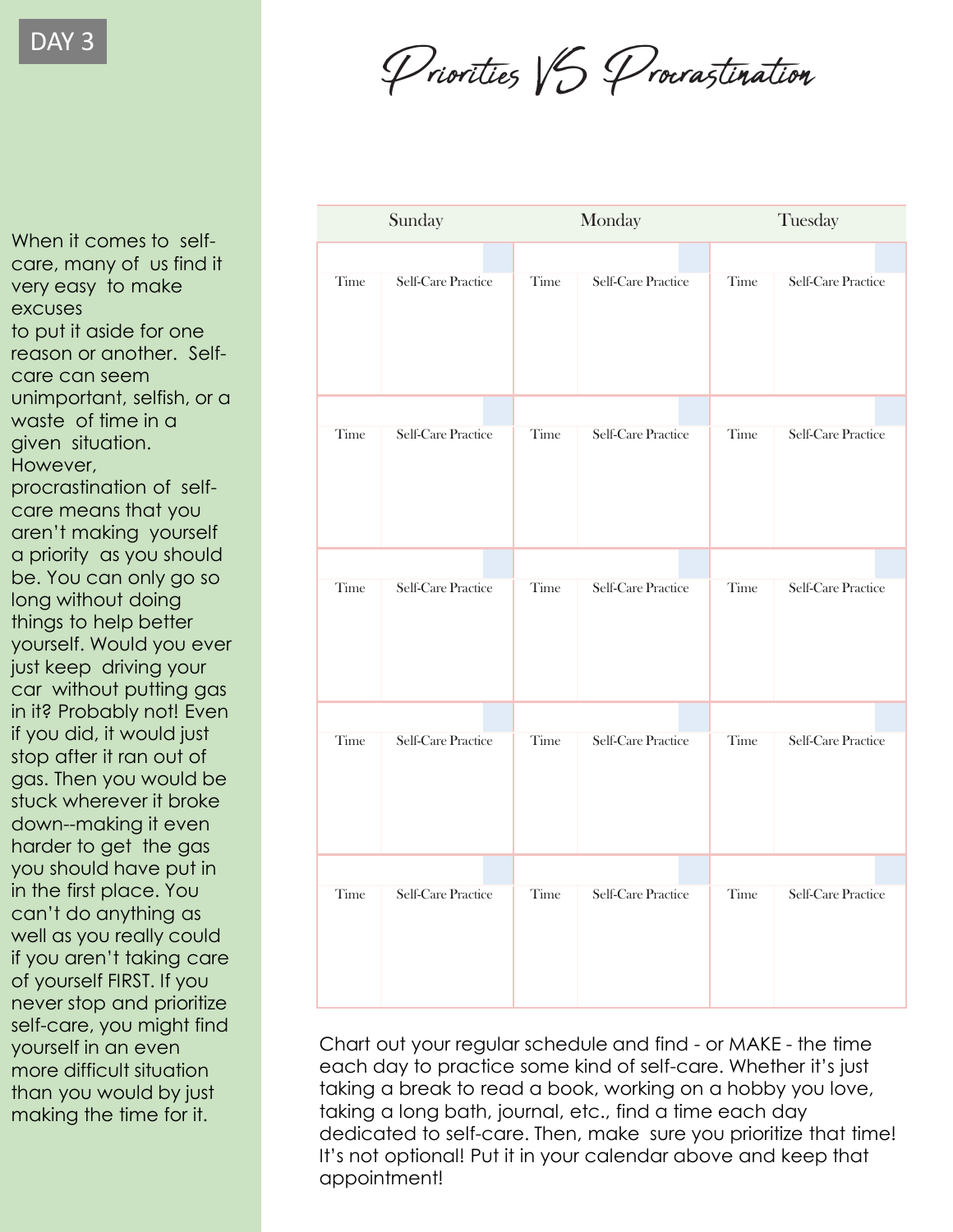DAY 3

# Priorities VS Procrastination

When it comes to self-care, many of us find it very easy to make excuses to put it aside for one reason or another. Self-care can seem unimportant, selfish, or a waste of time in a given situation. However, procrastination of self-care means that you aren't making yourself a priority as you should be. You can only go so long without doing things to help better yourself. Would you ever just keep driving your car without putting gas in it? Probably not! Even if you did, it would just stop after it ran out of gas. Then you would be stuck wherever it broke down--making it even harder to get the gas you should have put in in the first place. You can't do anything as well as you really could if you aren't taking care of yourself FIRST. If you never stop and prioritize self-care, you might find yourself in an even more difficult situation than you would by just making the time for it.

| Sunday | | Monday | | Tuesday | |
|---|---|---|---|---|---|
| Time | Self-Care Practice | Time | Self-Care Practice | Time | Self-Care Practice |
| Time | Self-Care Practice | Time | Self-Care Practice | Time | Self-Care Practice |
| Time | Self-Care Practice | Time | Self-Care Practice | Time | Self-Care Practice |
| Time | Self-Care Practice | Time | Self-Care Practice | Time | Self-Care Practice |
| Time | Self-Care Practice | Time | Self-Care Practice | Time | Self-Care Practice |

Chart out your regular schedule and find - or MAKE - the time each day to practice some kind of self-care. Whether it's just taking a break to read a book, working on a hobby you love, taking a long bath, journal, etc., find a time each day dedicated to self-care. Then, make sure you prioritize that time! It's not optional! Put it in your calendar above and keep that appointment!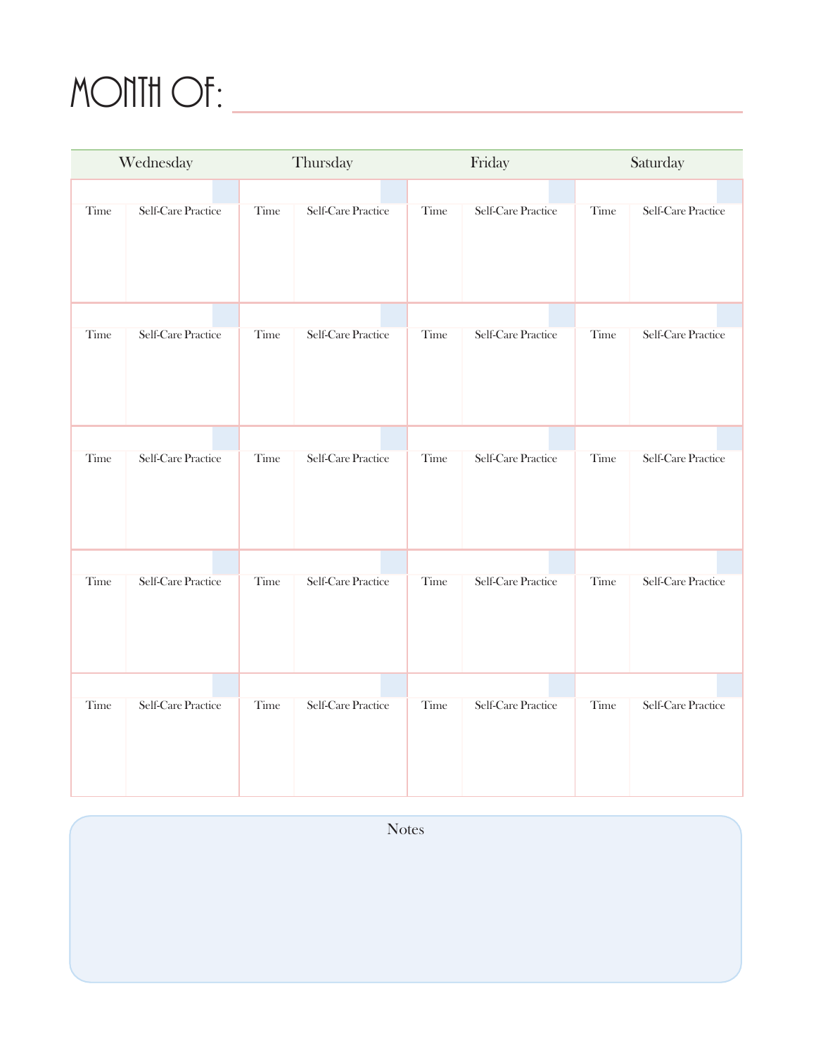# MONTH OF: ____________________

| Wednesday | | Thursday | | Friday | | Saturday | |
|---|---|---|---|---|---|---|---|
| Time | Self-Care Practice | Time | Self-Care Practice | Time | Self-Care Practice | Time | Self-Care Practice |
| Time | Self-Care Practice | Time | Self-Care Practice | Time | Self-Care Practice | Time | Self-Care Practice |
| Time | Self-Care Practice | Time | Self-Care Practice | Time | Self-Care Practice | Time | Self-Care Practice |
| Time | Self-Care Practice | Time | Self-Care Practice | Time | Self-Care Practice | Time | Self-Care Practice |
| Time | Self-Care Practice | Time | Self-Care Practice | Time | Self-Care Practice | Time | Self-Care Practice |

Notes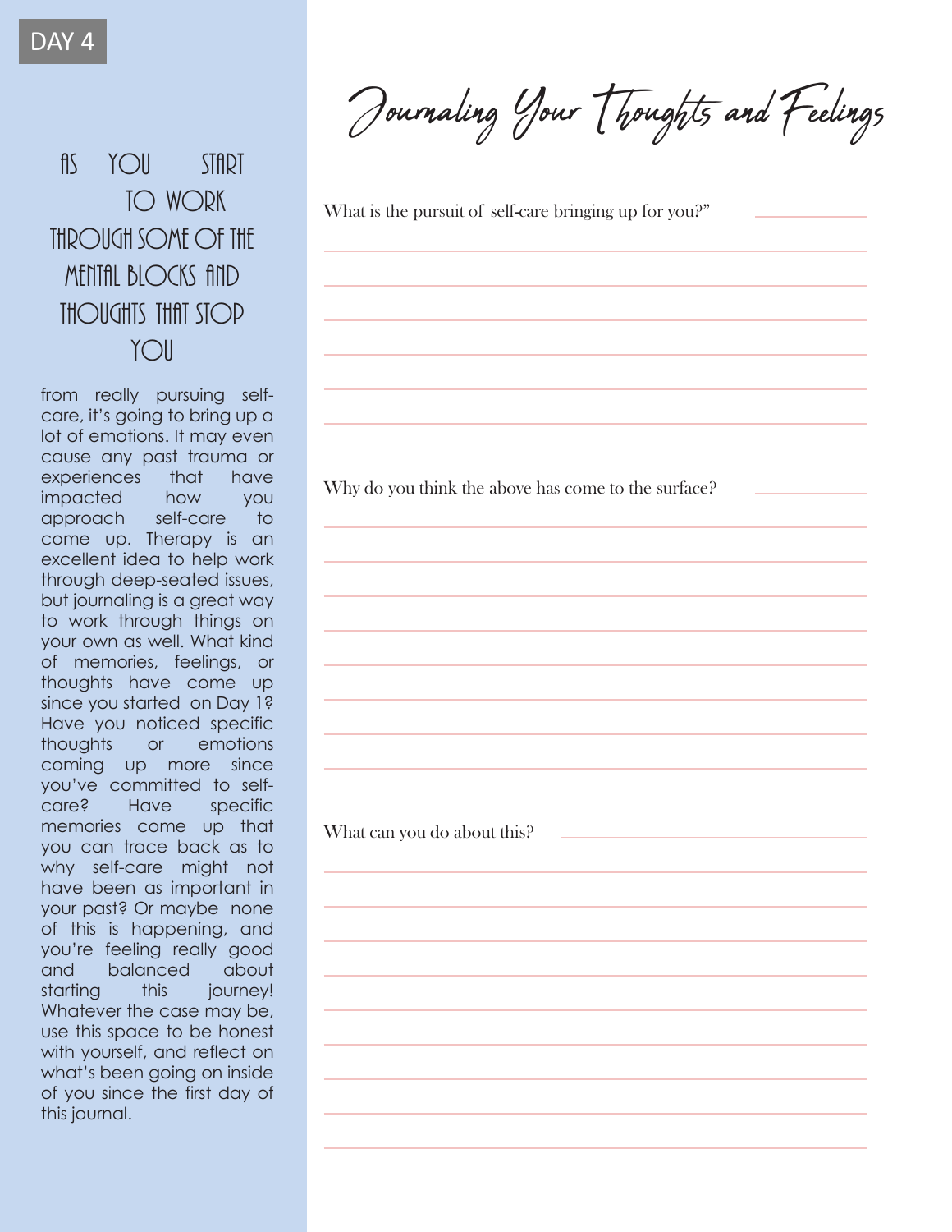DAY 4

# Journaling Your Thoughts and Feelings

## AS YOU START TO WORK THROUGH SOME OF THE MENTAL BLOCKS AND THOUGHTS THAT STOP YOU

from really pursuing self-care, it's going to bring up a lot of emotions. It may even cause any past trauma or experiences that have impacted how you approach self-care to come up. Therapy is an excellent idea to help work through deep-seated issues, but journaling is a great way to work through things on your own as well. What kind of memories, feelings, or thoughts have come up since you started on Day 1? Have you noticed specific thoughts or emotions coming up more since you've committed to self-care? Have specific memories come up that you can trace back as to why self-care might not have been as important in your past? Or maybe none of this is happening, and you're feeling really good and balanced about starting this journey! Whatever the case may be, use this space to be honest with yourself, and reflect on what's been going on inside of you since the first day of this journal.

What is the pursuit of self-care bringing up for you?"

Why do you think the above has come to the surface?

What can you do about this?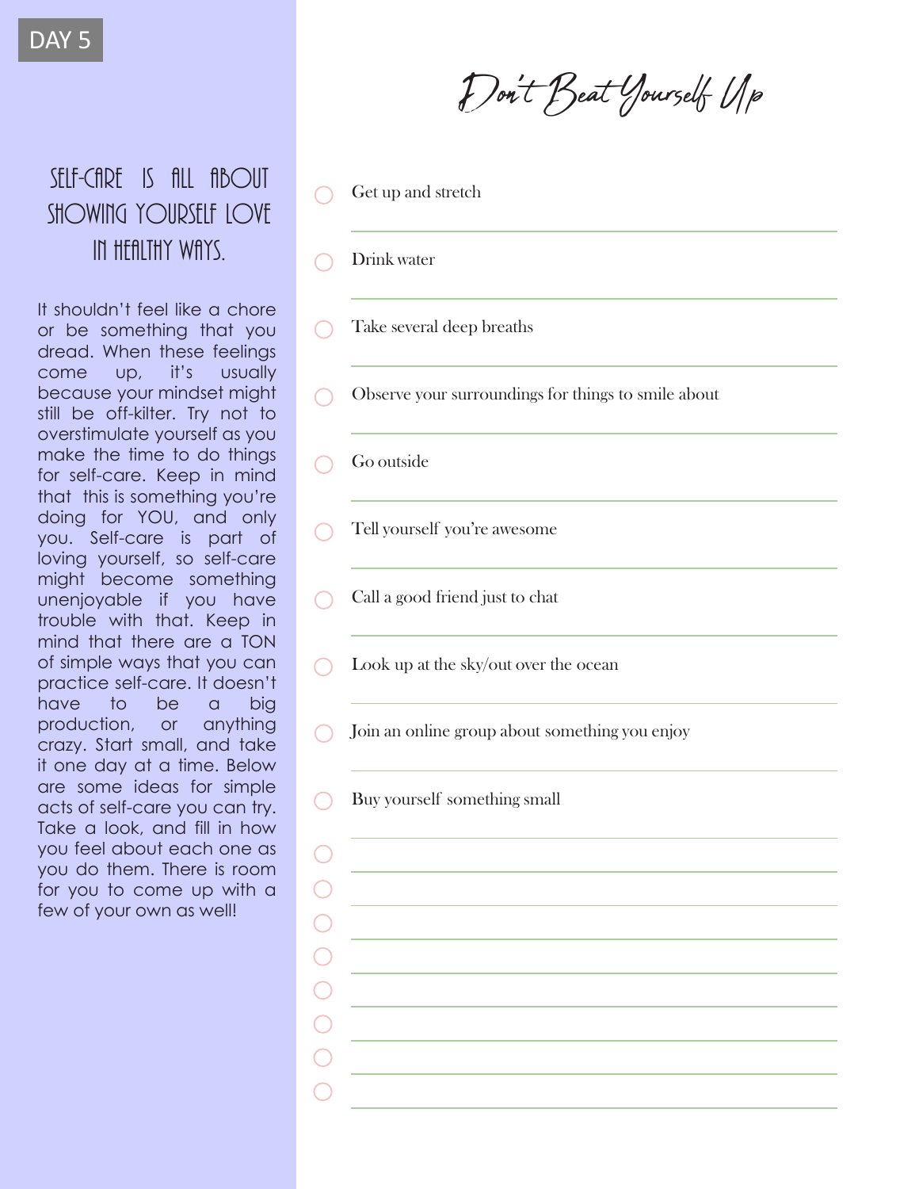DAY 5

# Don't Beat Yourself Up

## SELF-CARE IS ALL ABOUT SHOWING YOURSELF LOVE IN HEALTHY WAYS.

It shouldn't feel like a chore or be something that you dread. When these feelings come up, it's usually because your mindset might still be off-kilter. Try not to overstimulate yourself as you make the time to do things for self-care. Keep in mind that this is something you're doing for YOU, and only you. Self-care is part of loving yourself, so self-care might become something unenjoyable if you have trouble with that. Keep in mind that there are a TON of simple ways that you can practice self-care. It doesn't have to be a big production, or anything crazy. Start small, and take it one day at a time. Below are some ideas for simple acts of self-care you can try. Take a look, and fill in how you feel about each one as you do them. There is room for you to come up with a few of your own as well!

- ◯ Get up and stretch
- ◯ Drink water
- ◯ Take several deep breaths
- ◯ Observe your surroundings for things to smile about
- ◯ Go outside
- ◯ Tell yourself you're awesome
- ◯ Call a good friend just to chat
- ◯ Look up at the sky/out over the ocean
- ◯ Join an online group about something you enjoy
- ◯ Buy yourself something small
- ◯ 
- ◯ 
- ◯ 
- ◯ 
- ◯ 
- ◯ 
- ◯ 
- ◯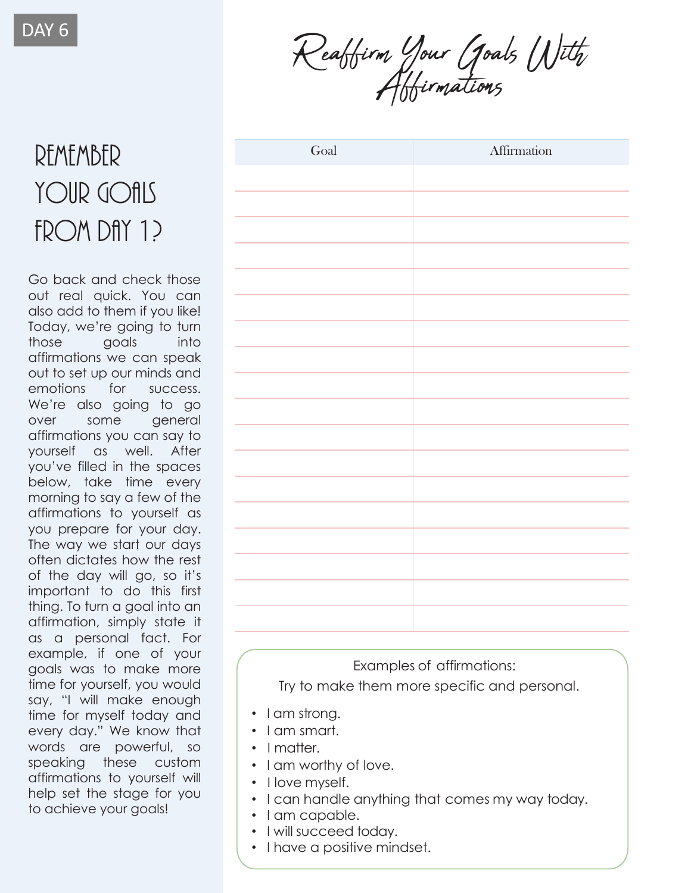DAY 6

# Reaffirm Your Goals With Affirmations

## REMEMBER YOUR GOALS FROM DAY 1?

Go back and check those out real quick. You can also add to them if you like! Today, we're going to turn those goals into affirmations we can speak out to set up our minds and emotions for success. We're also going to go over some general affirmations you can say to yourself as well. After you've filled in the spaces below, take time every morning to say a few of the affirmations to yourself as you prepare for your day. The way we start our days often dictates how the rest of the day will go, so it's important to do this first thing. To turn a goal into an affirmation, simply state it as a personal fact. For example, if one of your goals was to make more time for yourself, you would say, "I will make enough time for myself today and every day." We know that words are powerful, so speaking these custom affirmations to yourself will help set the stage for you to achieve your goals!

| Goal | Affirmation |
|---|---|
| | |
| | |
| | |
| | |
| | |
| | |
| | |
| | |
| | |
| | |
| | |
| | |
| | |
| | |
| | |
| | |
| | |
| | |
| | |

Examples of affirmations:

Try to make them more specific and personal.

- I am strong.
- I am smart.
- I matter.
- I am worthy of love.
- I love myself.
- I can handle anything that comes my way today.
- I am capable.
- I will succeed today.
- I have a positive mindset.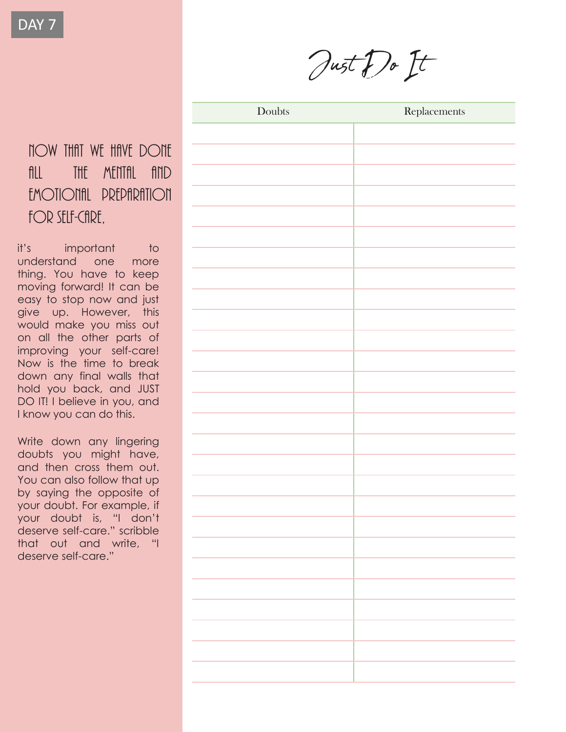DAY 7

# Just Do It

NOW THAT WE HAVE DONE ALL THE MENTAL AND EMOTIONAL PREPARATION FOR SELF-CARE,

it's important to understand one more thing. You have to keep moving forward! It can be easy to stop now and just give up. However, this would make you miss out on all the other parts of improving your self-care! Now is the time to break down any final walls that hold you back, and JUST DO IT! I believe in you, and I know you can do this.

Write down any lingering doubts you might have, and then cross them out. You can also follow that up by saying the opposite of your doubt. For example, if your doubt is, "I don't deserve self-care." scribble that out and write, "I deserve self-care."

| Doubts | Replacements |
| --- | --- |
| | |
| | |
| | |
| | |
| | |
| | |
| | |
| | |
| | |
| | |
| | |
| | |
| | |
| | |
| | |
| | |
| | |
| | |
| | |
| | |
| | |
| | |
| | |
| | |
| | |
| | |
| | |
| | |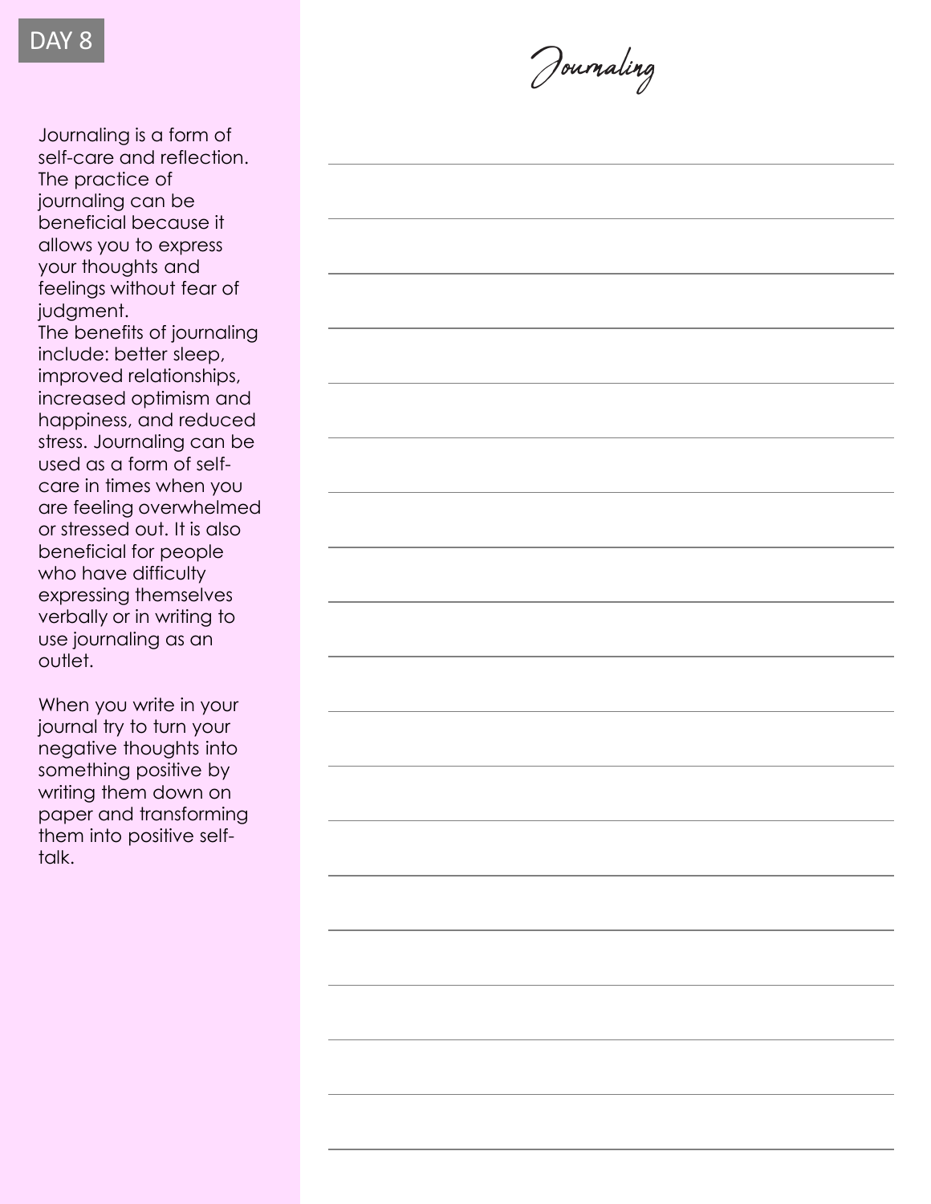DAY 8

# Journaling

Journaling is a form of self-care and reflection. The practice of journaling can be beneficial because it allows you to express your thoughts and feelings without fear of judgment.
The benefits of journaling include: better sleep, improved relationships, increased optimism and happiness, and reduced stress. Journaling can be used as a form of self-care in times when you are feeling overwhelmed or stressed out. It is also beneficial for people who have difficulty expressing themselves verbally or in writing to use journaling as an outlet.

When you write in your journal try to turn your negative thoughts into something positive by writing them down on paper and transforming them into positive self-talk.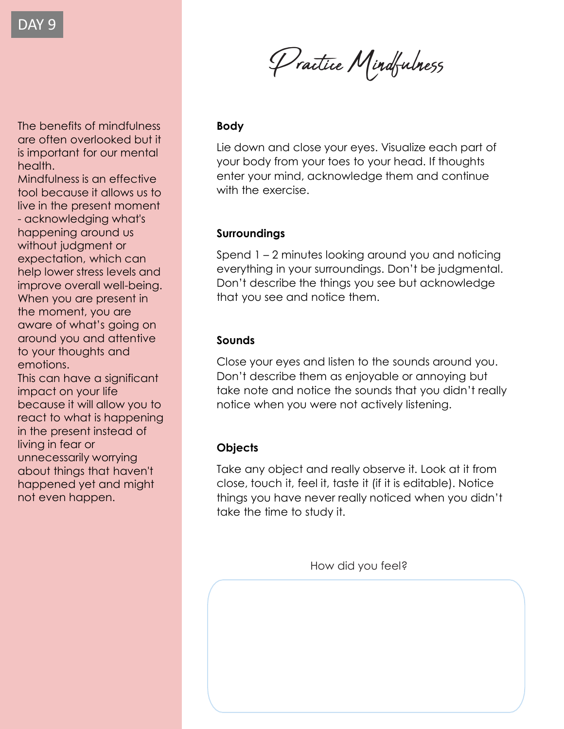DAY 9

# Practice Mindfulness

The benefits of mindfulness are often overlooked but it is important for our mental health.
Mindfulness is an effective tool because it allows us to live in the present moment - acknowledging what's happening around us without judgment or expectation, which can help lower stress levels and improve overall well-being. When you are present in the moment, you are aware of what's going on around you and attentive to your thoughts and emotions.
This can have a significant impact on your life because it will allow you to react to what is happening in the present instead of living in fear or unnecessarily worrying about things that haven't happened yet and might not even happen.

**Body**

Lie down and close your eyes. Visualize each part of your body from your toes to your head. If thoughts enter your mind, acknowledge them and continue with the exercise.

**Surroundings**

Spend 1 – 2 minutes looking around you and noticing everything in your surroundings. Don't be judgmental. Don't describe the things you see but acknowledge that you see and notice them.

**Sounds**

Close your eyes and listen to the sounds around you. Don't describe them as enjoyable or annoying but take note and notice the sounds that you didn't really notice when you were not actively listening.

**Objects**

Take any object and really observe it. Look at it from close, touch it, feel it, taste it (if it is editable). Notice things you have never really noticed when you didn't take the time to study it.

How did you feel?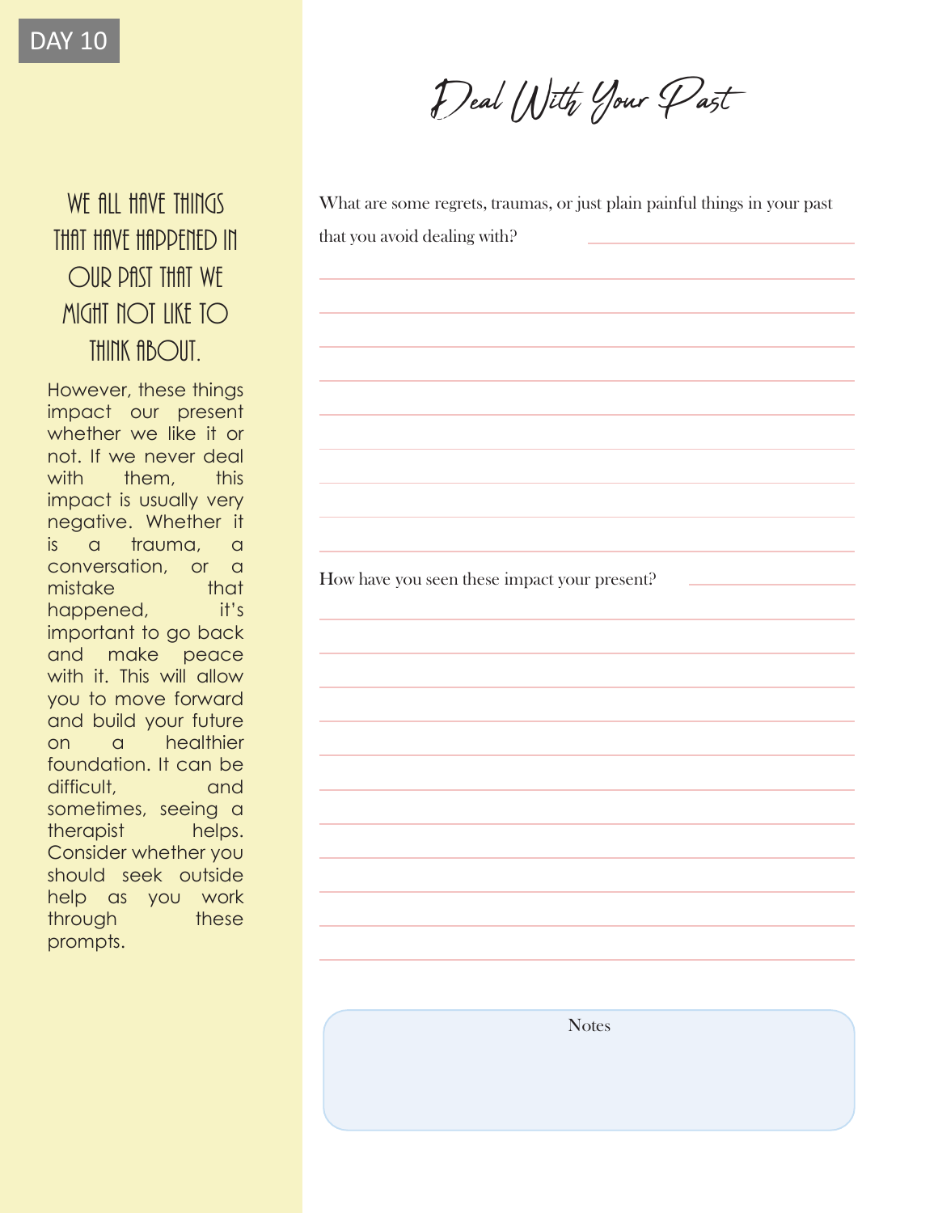DAY 10

# Deal With Your Past

## WE ALL HAVE THINGS THAT HAVE HAPPENED IN OUR PAST THAT WE MIGHT NOT LIKE TO THINK ABOUT.

However, these things impact our present whether we like it or not. If we never deal with them, this impact is usually very negative. Whether it is a trauma, a conversation, or a mistake that happened, it's important to go back and make peace with it. This will allow you to move forward and build your future on a healthier foundation. It can be difficult, and sometimes, seeing a therapist helps. Consider whether you should seek outside help as you work through these prompts.

What are some regrets, traumas, or just plain painful things in your past that you avoid dealing with?

How have you seen these impact your present?

Notes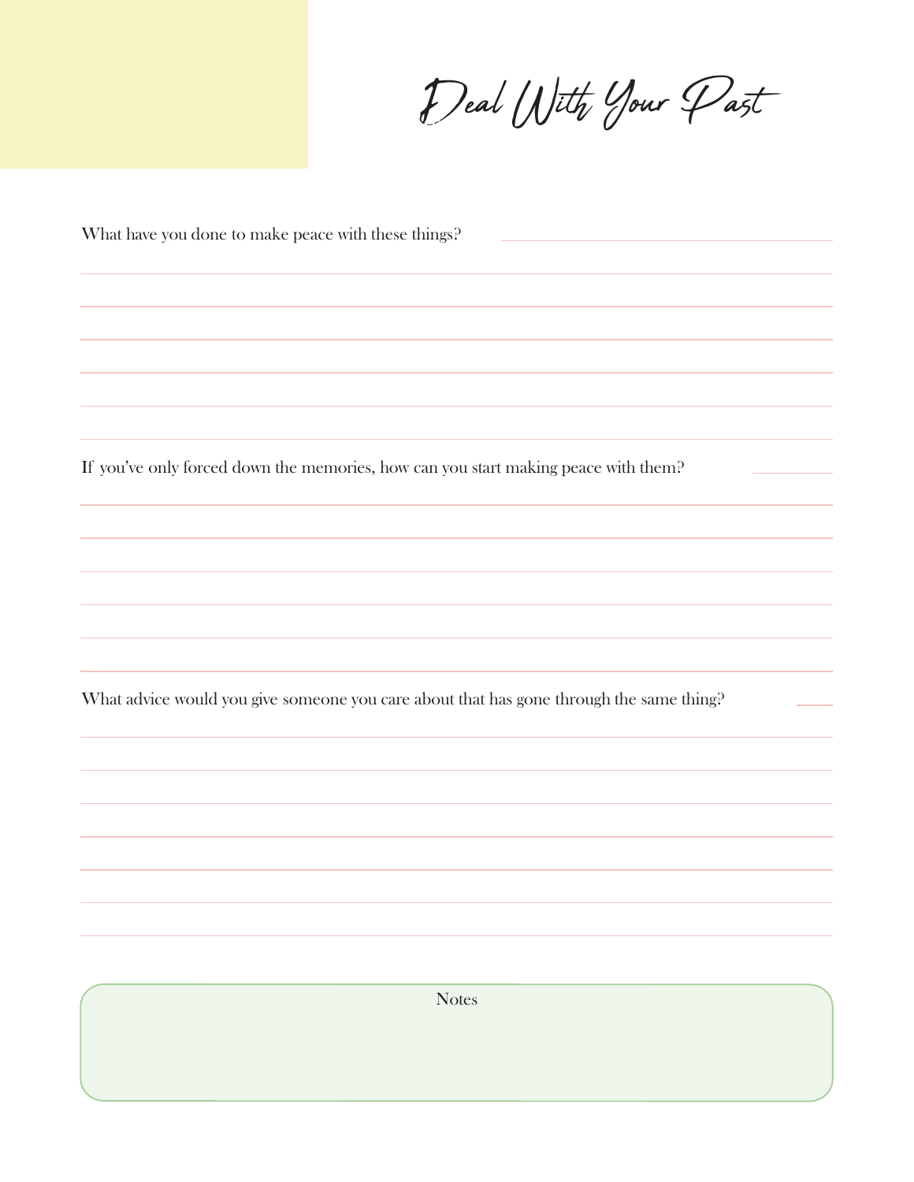# Deal With Your Past

What have you done to make peace with these things?

If you've only forced down the memories, how can you start making peace with them?

What advice would you give someone you care about that has gone through the same thing?

Notes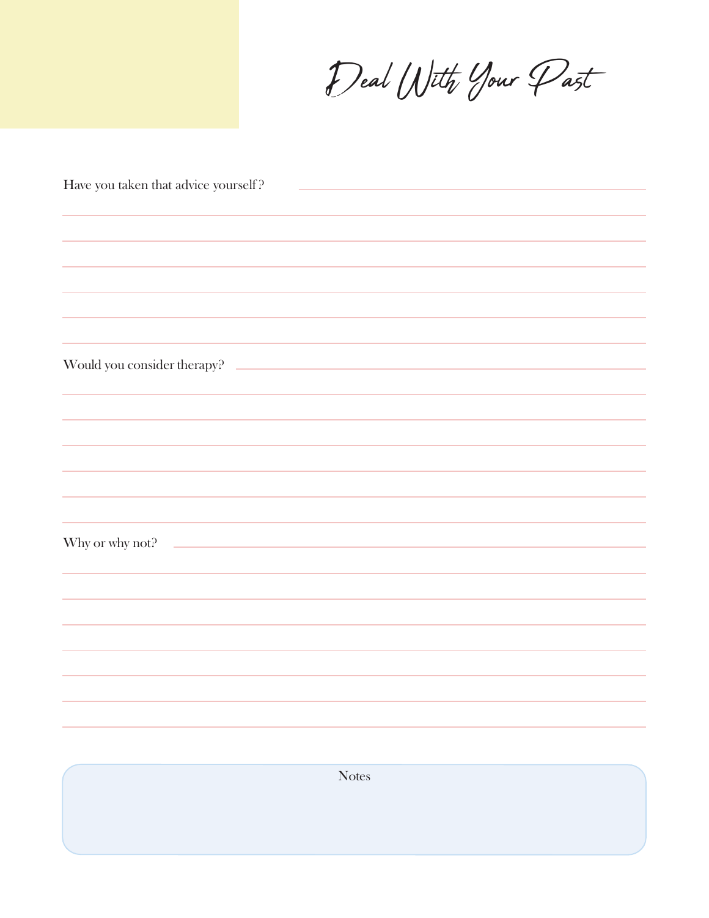# Deal With Your Past

Have you taken that advice yourself?

Would you consider therapy?

Why or why not?

Notes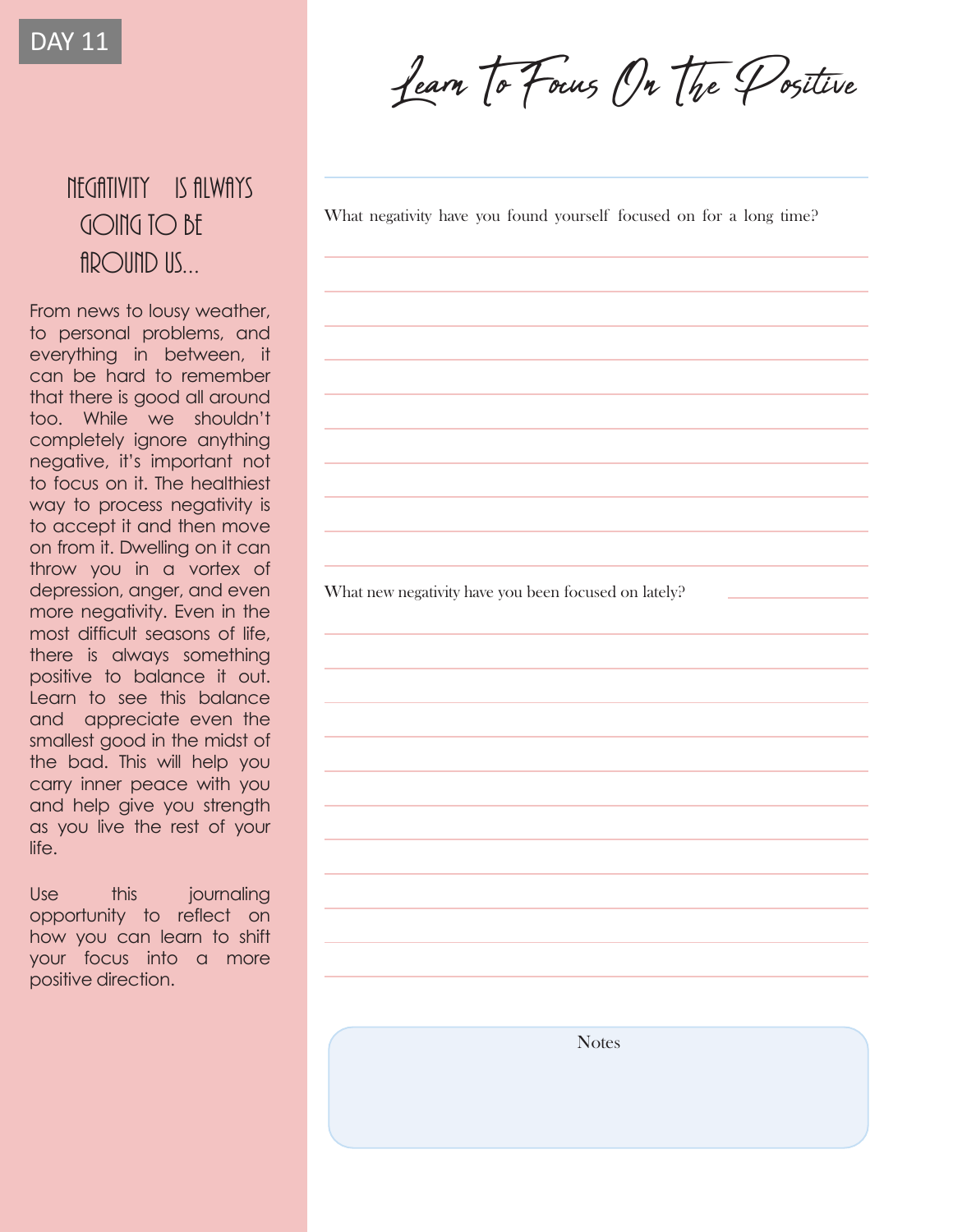DAY 11

# Learn To Focus On The Positive

## NEGATIVITY IS ALWAYS GOING TO BE AROUND US...

From news to lousy weather, to personal problems, and everything in between, it can be hard to remember that there is good all around too. While we shouldn't completely ignore anything negative, it's important not to focus on it. The healthiest way to process negativity is to accept it and then move on from it. Dwelling on it can throw you in a vortex of depression, anger, and even more negativity. Even in the most difficult seasons of life, there is always something positive to balance it out. Learn to see this balance and appreciate even the smallest good in the midst of the bad. This will help you carry inner peace with you and help give you strength as you live the rest of your life.

Use this journaling opportunity to reflect on how you can learn to shift your focus into a more positive direction.

What negativity have you found yourself focused on for a long time?

What new negativity have you been focused on lately?

Notes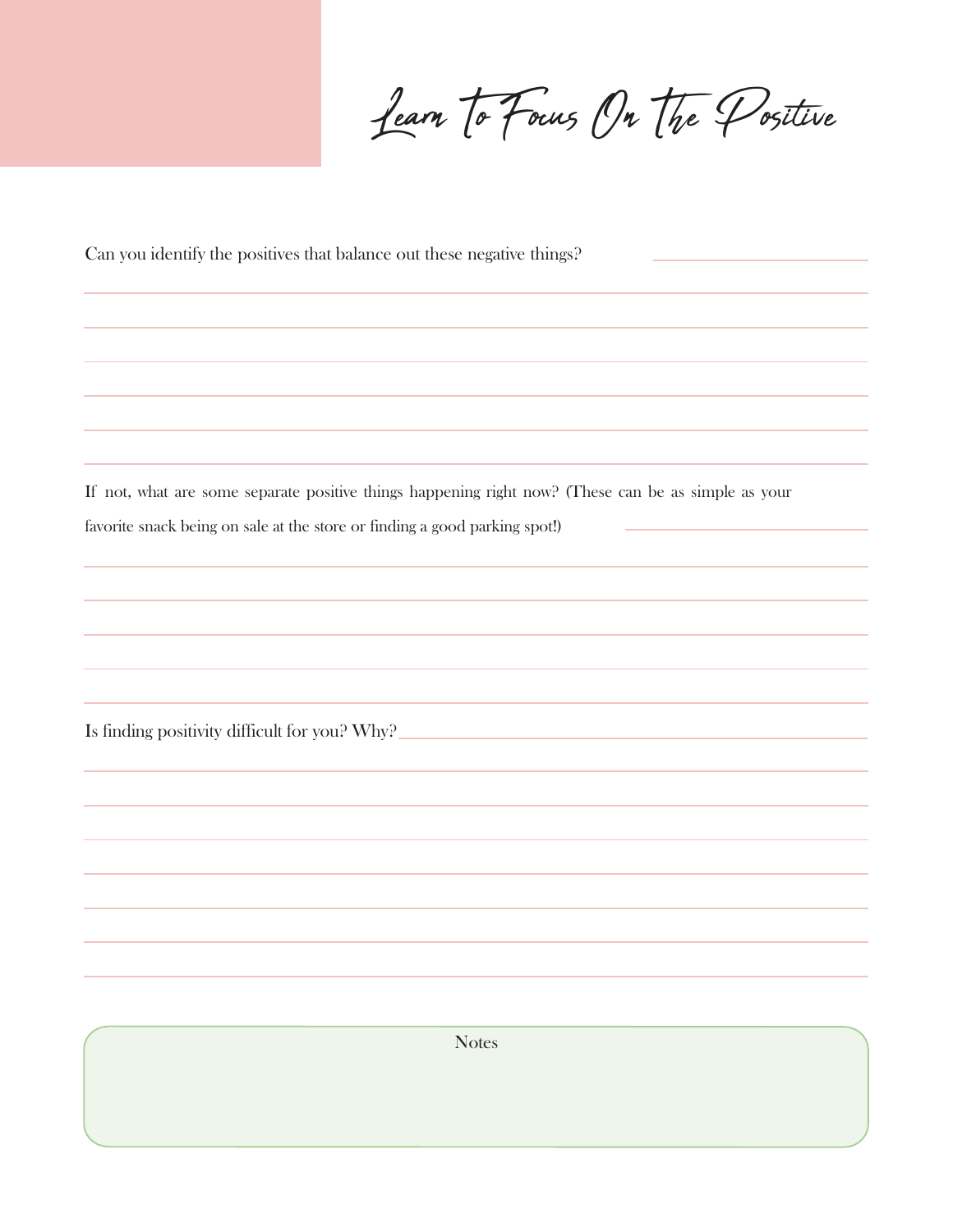# Learn To Focus On The Positive

Can you identify the positives that balance out these negative things?

If not, what are some separate positive things happening right now? (These can be as simple as your favorite snack being on sale at the store or finding a good parking spot!)

Is finding positivity difficult for you? Why?

Notes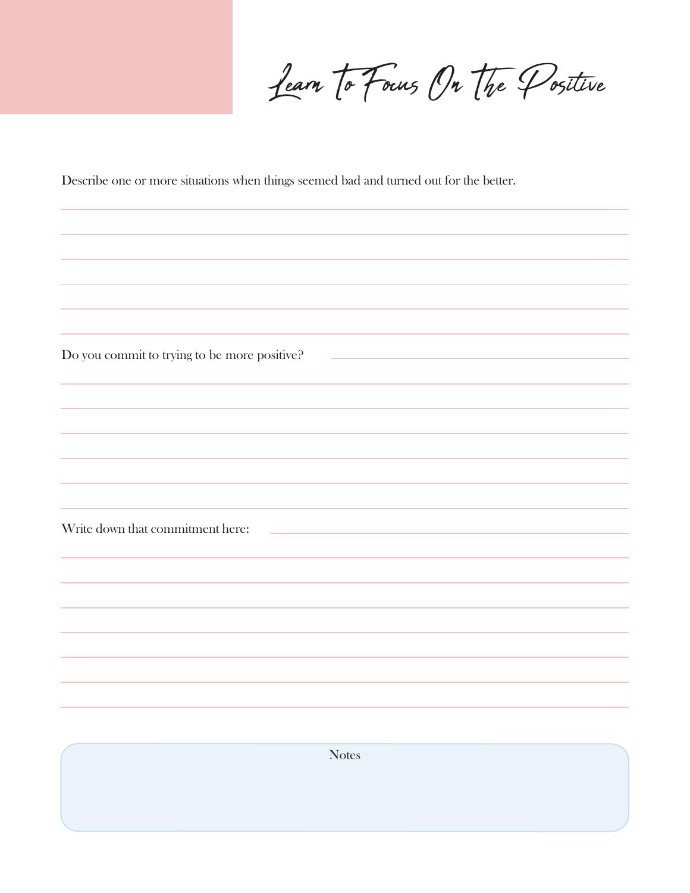# Learn To Focus On The Positive

Describe one or more situations when things seemed bad and turned out for the better.

Do you commit to trying to be more positive?

Write down that commitment here:

Notes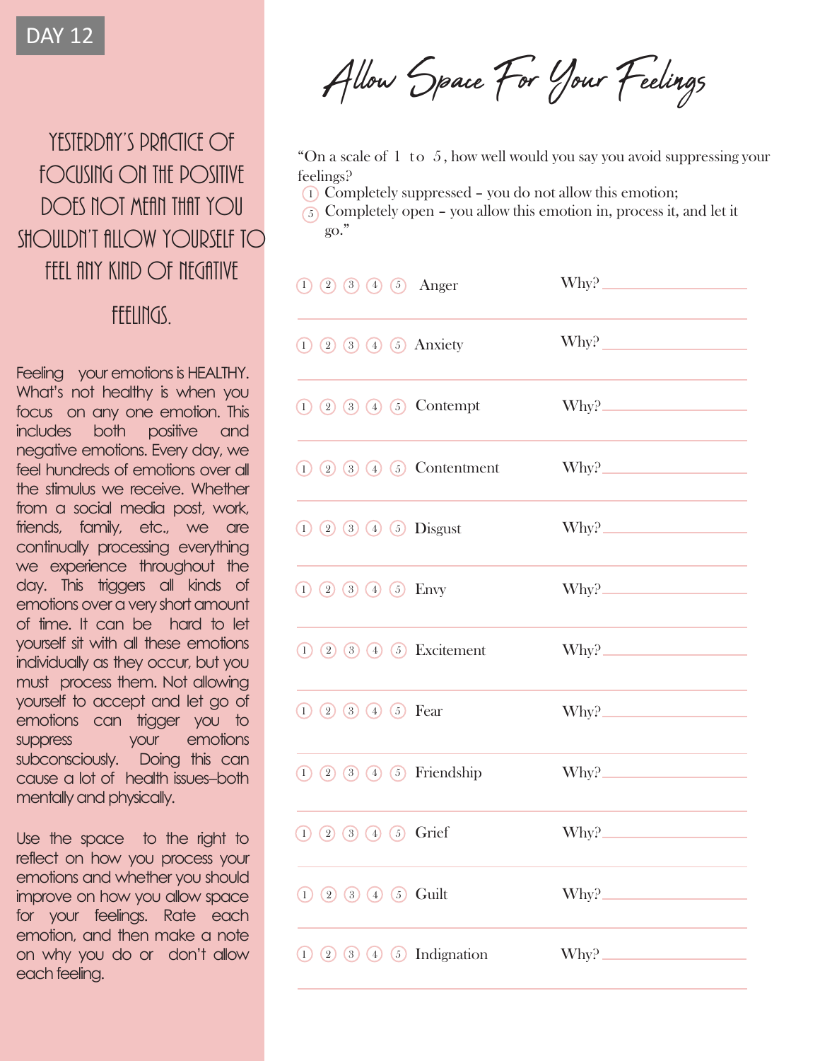DAY 12

# Allow Space For Your Feelings

## YESTERDAY'S PRACTICE OF FOCUSING ON THE POSITIVE DOES NOT MEAN THAT YOU SHOULDN'T ALLOW YOURSELF TO FEEL ANY KIND OF NEGATIVE FEELINGS.

Feeling your emotions is HEALTHY. What's not healthy is when you focus on any one emotion. This includes both positive and negative emotions. Every day, we feel hundreds of emotions over all the stimulus we receive. Whether from a social media post, work, friends, family, etc., we are continually processing everything we experience throughout the day. This triggers all kinds of emotions over a very short amount of time. It can be hard to let yourself sit with all these emotions individually as they occur, but you must process them. Not allowing yourself to accept and let go of emotions can trigger you to suppress your emotions subconsciously. Doing this can cause a lot of health issues–both mentally and physically.

Use the space to the right to reflect on how you process your emotions and whether you should improve on how you allow space for your feelings. Rate each emotion, and then make a note on why you do or don't allow each feeling.

"On a scale of 1 to 5, how well would you say you avoid suppressing your feelings?

1. Completely suppressed – you do not allow this emotion;
5. Completely open – you allow this emotion in, process it, and let it go."

| Rating | Emotion | Why? |
|---|---|---|
| ① ② ③ ④ ⑤ | Anger | Why? ________ |
| ① ② ③ ④ ⑤ | Anxiety | Why? ________ |
| ① ② ③ ④ ⑤ | Contempt | Why? ________ |
| ① ② ③ ④ ⑤ | Contentment | Why? ________ |
| ① ② ③ ④ ⑤ | Disgust | Why? ________ |
| ① ② ③ ④ ⑤ | Envy | Why? ________ |
| ① ② ③ ④ ⑤ | Excitement | Why? ________ |
| ① ② ③ ④ ⑤ | Fear | Why? ________ |
| ① ② ③ ④ ⑤ | Friendship | Why? ________ |
| ① ② ③ ④ ⑤ | Grief | Why? ________ |
| ① ② ③ ④ ⑤ | Guilt | Why? ________ |
| ① ② ③ ④ ⑤ | Indignation | Why? ________ |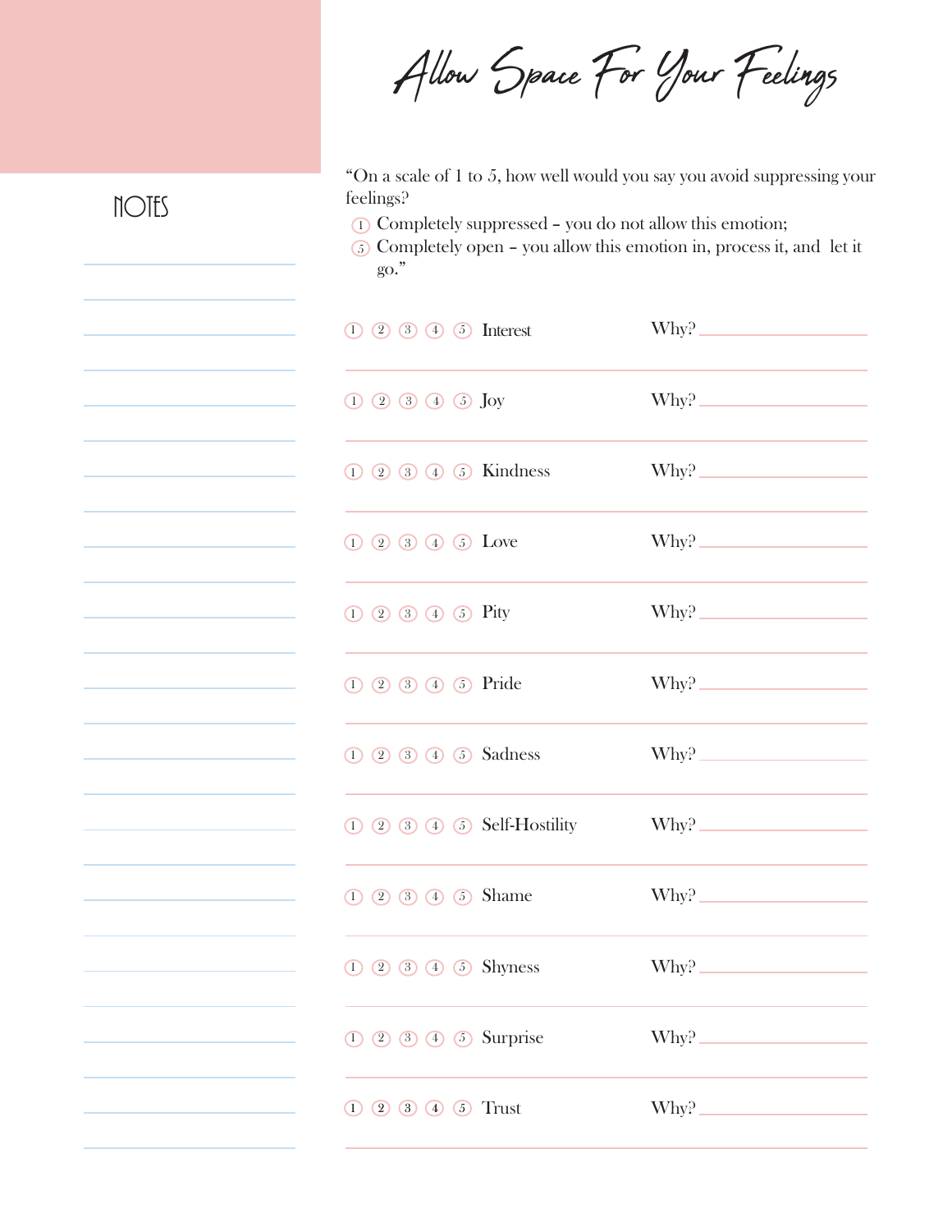# Allow Space For Your Feelings

NOTES

"On a scale of 1 to 5, how well would you say you avoid suppressing your feelings?

1. Completely suppressed – you do not allow this emotion;
5. Completely open – you allow this emotion in, process it, and let it go."

| Rating | Emotion | Why? |
|---|---|---|
| 1 2 3 4 5 | Interest | Why? |
| 1 2 3 4 5 | Joy | Why? |
| 1 2 3 4 5 | Kindness | Why? |
| 1 2 3 4 5 | Love | Why? |
| 1 2 3 4 5 | Pity | Why? |
| 1 2 3 4 5 | Pride | Why? |
| 1 2 3 4 5 | Sadness | Why? |
| 1 2 3 4 5 | Self-Hostility | Why? |
| 1 2 3 4 5 | Shame | Why? |
| 1 2 3 4 5 | Shyness | Why? |
| 1 2 3 4 5 | Surprise | Why? |
| 1 2 3 4 5 | Trust | Why? |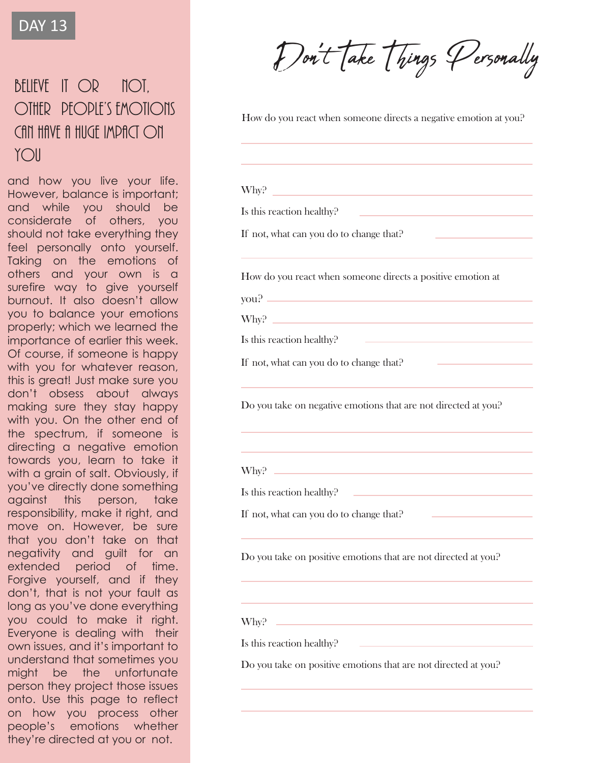DAY 13

# BELIEVE IT OR NOT, OTHER PEOPLE'S EMOTIONS CAN HAVE A HUGE IMPACT ON YOU

and how you live your life. However, balance is important; and while you should be considerate of others, you should not take everything they feel personally onto yourself. Taking on the emotions of others and your own is a surefire way to give yourself burnout. It also doesn't allow you to balance your emotions properly; which we learned the importance of earlier this week. Of course, if someone is happy with you for whatever reason, this is great! Just make sure you don't obsess about always making sure they stay happy with you. On the other end of the spectrum, if someone is directing a negative emotion towards you, learn to take it with a grain of salt. Obviously, if you've directly done something against this person, take responsibility, make it right, and move on. However, be sure that you don't take on that negativity and guilt for an extended period of time. Forgive yourself, and if they don't, that is not your fault as long as you've done everything you could to make it right. Everyone is dealing with their own issues, and it's important to understand that sometimes you might be the unfortunate person they project those issues onto. Use this page to reflect on how you process other people's emotions whether they're directed at you or not.

## Don't Take Things Personally

How do you react when someone directs a negative emotion at you?

______________________________

______________________________

Why? ______________________________

Is this reaction healthy? ______________________________

If not, what can you do to change that? ______________________________

______________________________

How do you react when someone directs a positive emotion at you? ______________________________

Why? ______________________________

Is this reaction healthy? ______________________________

If not, what can you do to change that? ______________________________

______________________________

Do you take on negative emotions that are not directed at you?

______________________________

______________________________

Why? ______________________________

Is this reaction healthy? ______________________________

If not, what can you do to change that? ______________________________

______________________________

Do you take on positive emotions that are not directed at you?

______________________________

______________________________

Why? ______________________________

Is this reaction healthy? ______________________________

Do you take on positive emotions that are not directed at you?

______________________________

______________________________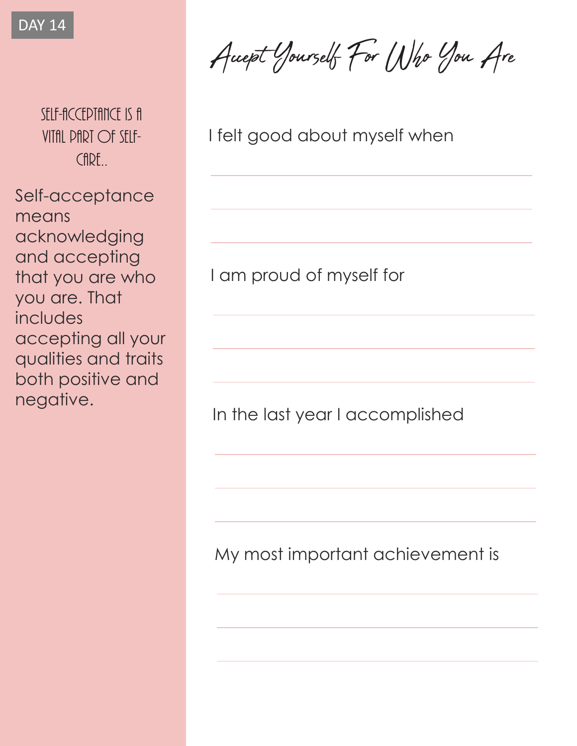DAY 14

# Accept Yourself For Who You Are

SELF-ACCEPTANCE IS A VITAL PART OF SELF-CARE..

Self-acceptance means acknowledging and accepting that you are who you are. That includes accepting all your qualities and traits both positive and negative.

I felt good about myself when

\_\_\_\_\_\_\_\_\_\_\_\_\_\_\_\_\_\_\_\_\_\_\_\_\_\_\_\_\_\_\_\_\_\_\_\_\_\_\_\_\_\_\_\_

\_\_\_\_\_\_\_\_\_\_\_\_\_\_\_\_\_\_\_\_\_\_\_\_\_\_\_\_\_\_\_\_\_\_\_\_\_\_\_\_\_\_\_\_

\_\_\_\_\_\_\_\_\_\_\_\_\_\_\_\_\_\_\_\_\_\_\_\_\_\_\_\_\_\_\_\_\_\_\_\_\_\_\_\_\_\_\_\_

I am proud of myself for

\_\_\_\_\_\_\_\_\_\_\_\_\_\_\_\_\_\_\_\_\_\_\_\_\_\_\_\_\_\_\_\_\_\_\_\_\_\_\_\_\_\_\_\_

\_\_\_\_\_\_\_\_\_\_\_\_\_\_\_\_\_\_\_\_\_\_\_\_\_\_\_\_\_\_\_\_\_\_\_\_\_\_\_\_\_\_\_\_

\_\_\_\_\_\_\_\_\_\_\_\_\_\_\_\_\_\_\_\_\_\_\_\_\_\_\_\_\_\_\_\_\_\_\_\_\_\_\_\_\_\_\_\_

In the last year I accomplished

\_\_\_\_\_\_\_\_\_\_\_\_\_\_\_\_\_\_\_\_\_\_\_\_\_\_\_\_\_\_\_\_\_\_\_\_\_\_\_\_\_\_\_\_

\_\_\_\_\_\_\_\_\_\_\_\_\_\_\_\_\_\_\_\_\_\_\_\_\_\_\_\_\_\_\_\_\_\_\_\_\_\_\_\_\_\_\_\_

\_\_\_\_\_\_\_\_\_\_\_\_\_\_\_\_\_\_\_\_\_\_\_\_\_\_\_\_\_\_\_\_\_\_\_\_\_\_\_\_\_\_\_\_

My most important achievement is

\_\_\_\_\_\_\_\_\_\_\_\_\_\_\_\_\_\_\_\_\_\_\_\_\_\_\_\_\_\_\_\_\_\_\_\_\_\_\_\_\_\_\_\_

\_\_\_\_\_\_\_\_\_\_\_\_\_\_\_\_\_\_\_\_\_\_\_\_\_\_\_\_\_\_\_\_\_\_\_\_\_\_\_\_\_\_\_\_

\_\_\_\_\_\_\_\_\_\_\_\_\_\_\_\_\_\_\_\_\_\_\_\_\_\_\_\_\_\_\_\_\_\_\_\_\_\_\_\_\_\_\_\_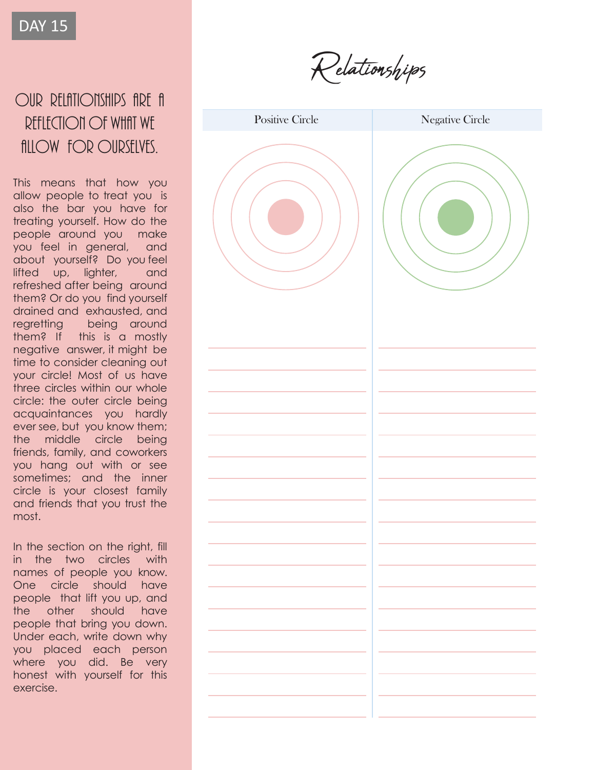DAY 15

# OUR RELATIONSHIPS ARE A REFLECTION OF WHAT WE ALLOW FOR OURSELVES.

This means that how you allow people to treat you is also the bar you have for treating yourself. How do the people around you make you feel in general, and about yourself? Do you feel lifted up, lighter, and refreshed after being around them? Or do you find yourself drained and exhausted, and regretting being around them? If this is a mostly negative answer, it might be time to consider cleaning out your circle! Most of us have three circles within our whole circle: the outer circle being acquaintances you hardly ever see, but you know them; the middle circle being friends, family, and coworkers you hang out with or see sometimes; and the inner circle is your closest family and friends that you trust the most.

In the section on the right, fill in the two circles with names of people you know. One circle should have people that lift you up, and the other should have people that bring you down. Under each, write down why you placed each person where you did. Be very honest with yourself for this exercise.

## Relationships

| Positive Circle | Negative Circle |
| --- | --- |
| | |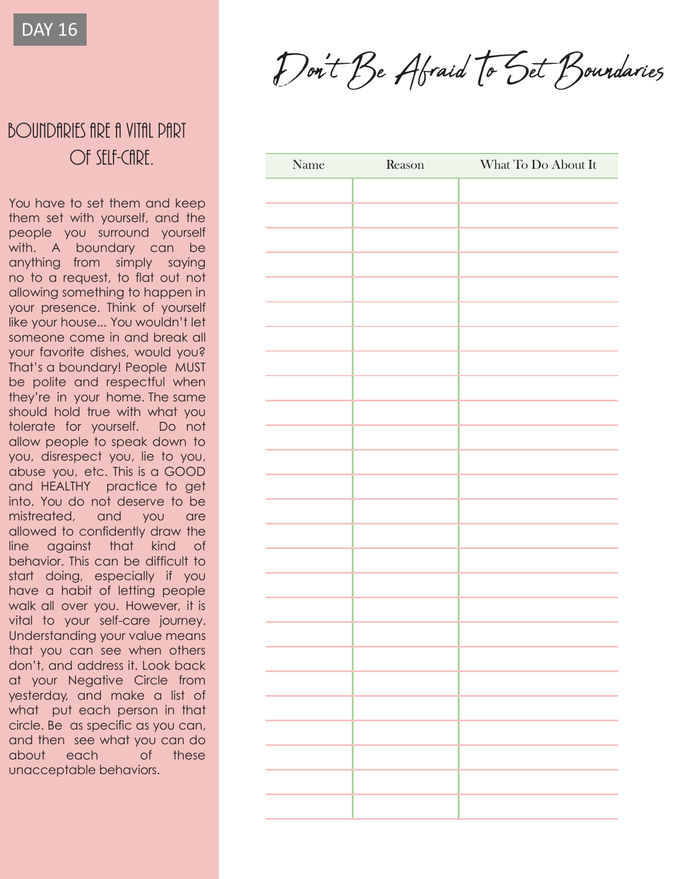DAY 16

# Don't Be Afraid To Set Boundaries

## BOUNDARIES ARE A VITAL PART OF SELF-CARE.

You have to set them and keep them set with yourself, and the people you surround yourself with. A boundary can be anything from simply saying no to a request, to flat out not allowing something to happen in your presence. Think of yourself like your house... You wouldn't let someone come in and break all your favorite dishes, would you? That's a boundary! People MUST be polite and respectful when they're in your home. The same should hold true with what you tolerate for yourself. Do not allow people to speak down to you, disrespect you, lie to you, abuse you, etc. This is a GOOD and HEALTHY practice to get into. You do not deserve to be mistreated, and you are allowed to confidently draw the line against that kind of behavior. This can be difficult to start doing, especially if you have a habit of letting people walk all over you. However, it is vital to your self-care journey. Understanding your value means that you can see when others don't, and address it. Look back at your Negative Circle from yesterday, and make a list of what put each person in that circle. Be as specific as you can, and then see what you can do about each of these unacceptable behaviors.

| Name | Reason | What To Do About It |
| --- | --- | --- |
| | | |
| | | |
| | | |
| | | |
| | | |
| | | |
| | | |
| | | |
| | | |
| | | |
| | | |
| | | |
| | | |
| | | |
| | | |
| | | |
| | | |
| | | |
| | | |
| | | |
| | | |
| | | |
| | | |
| | | |
| | | |
| | | |
| | | |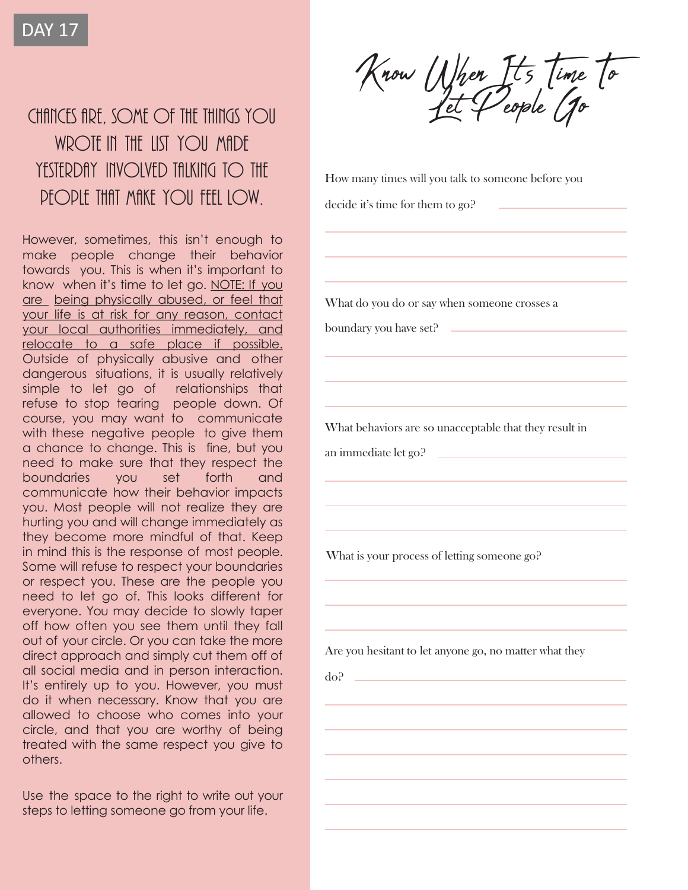DAY 17

# Know When It's Time to Let People Go

## CHANCES ARE, SOME OF THE THINGS YOU WROTE IN THE LIST YOU MADE YESTERDAY INVOLVED TALKING TO THE PEOPLE THAT MAKE YOU FEEL LOW.

However, sometimes, this isn't enough to make people change their behavior towards you. This is when it's important to know when it's time to let go. NOTE: If you are being physically abused, or feel that your life is at risk for any reason, contact your local authorities immediately, and relocate to a safe place if possible. Outside of physically abusive and other dangerous situations, it is usually relatively simple to let go of relationships that refuse to stop tearing people down. Of course, you may want to communicate with these negative people to give them a chance to change. This is fine, but you need to make sure that they respect the boundaries you set forth and communicate how their behavior impacts you. Most people will not realize they are hurting you and will change immediately as they become more mindful of that. Keep in mind this is the response of most people. Some will refuse to respect your boundaries or respect you. These are the people you need to let go of. This looks different for everyone. You may decide to slowly taper off how often you see them until they fall out of your circle. Or you can take the more direct approach and simply cut them off of all social media and in person interaction. It's entirely up to you. However, you must do it when necessary. Know that you are allowed to choose who comes into your circle, and that you are worthy of being treated with the same respect you give to others.

Use the space to the right to write out your steps to letting someone go from your life.

How many times will you talk to someone before you decide it's time for them to go? \_\_\_\_\_\_\_\_\_\_\_\_

What do you do or say when someone crosses a boundary you have set? \_\_\_\_\_\_\_\_\_\_\_\_

What behaviors are so unacceptable that they result in an immediate let go? \_\_\_\_\_\_\_\_\_\_\_\_

What is your process of letting someone go?

Are you hesitant to let anyone go, no matter what they do? \_\_\_\_\_\_\_\_\_\_\_\_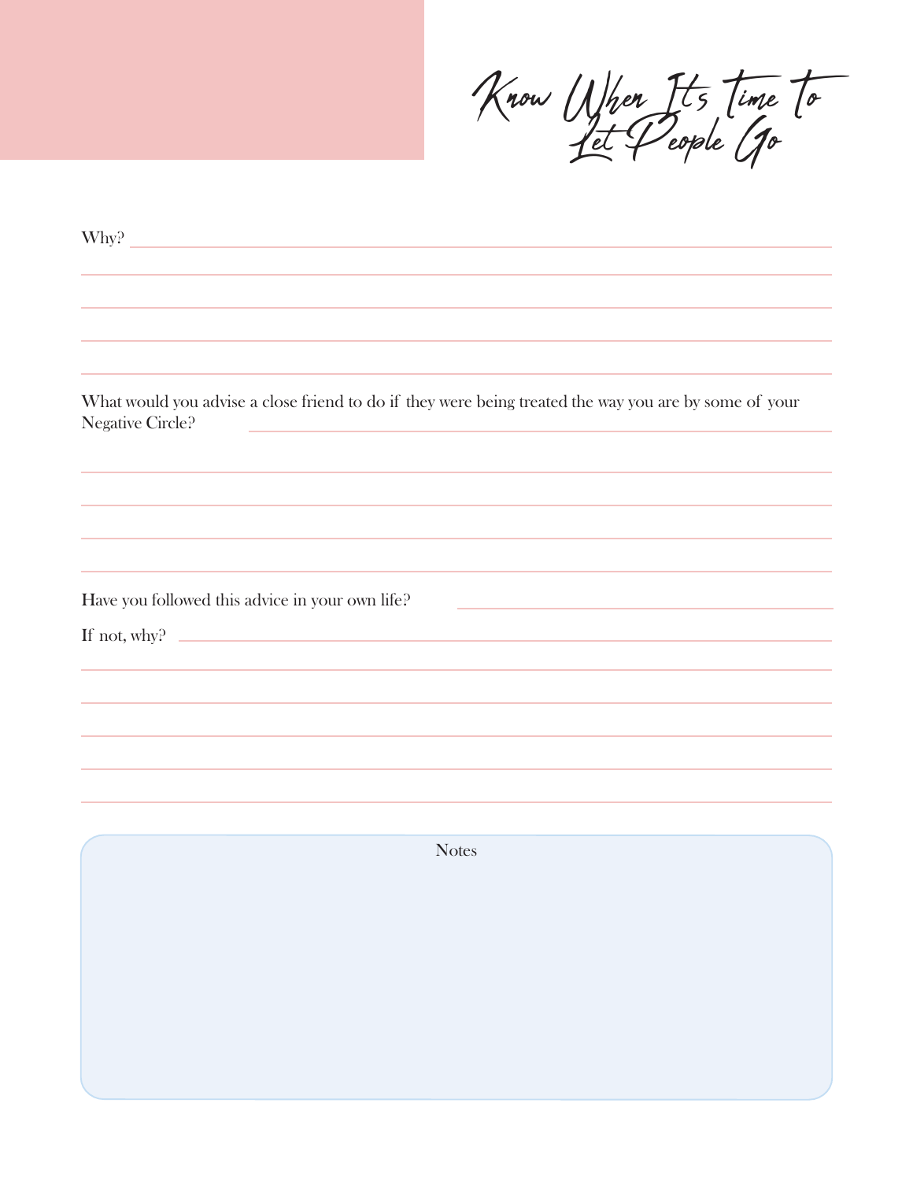# Know When It's Time to Let People Go

Why?

What would you advise a close friend to do if they were being treated the way you are by some of your Negative Circle?

Have you followed this advice in your own life?

If not, why?

Notes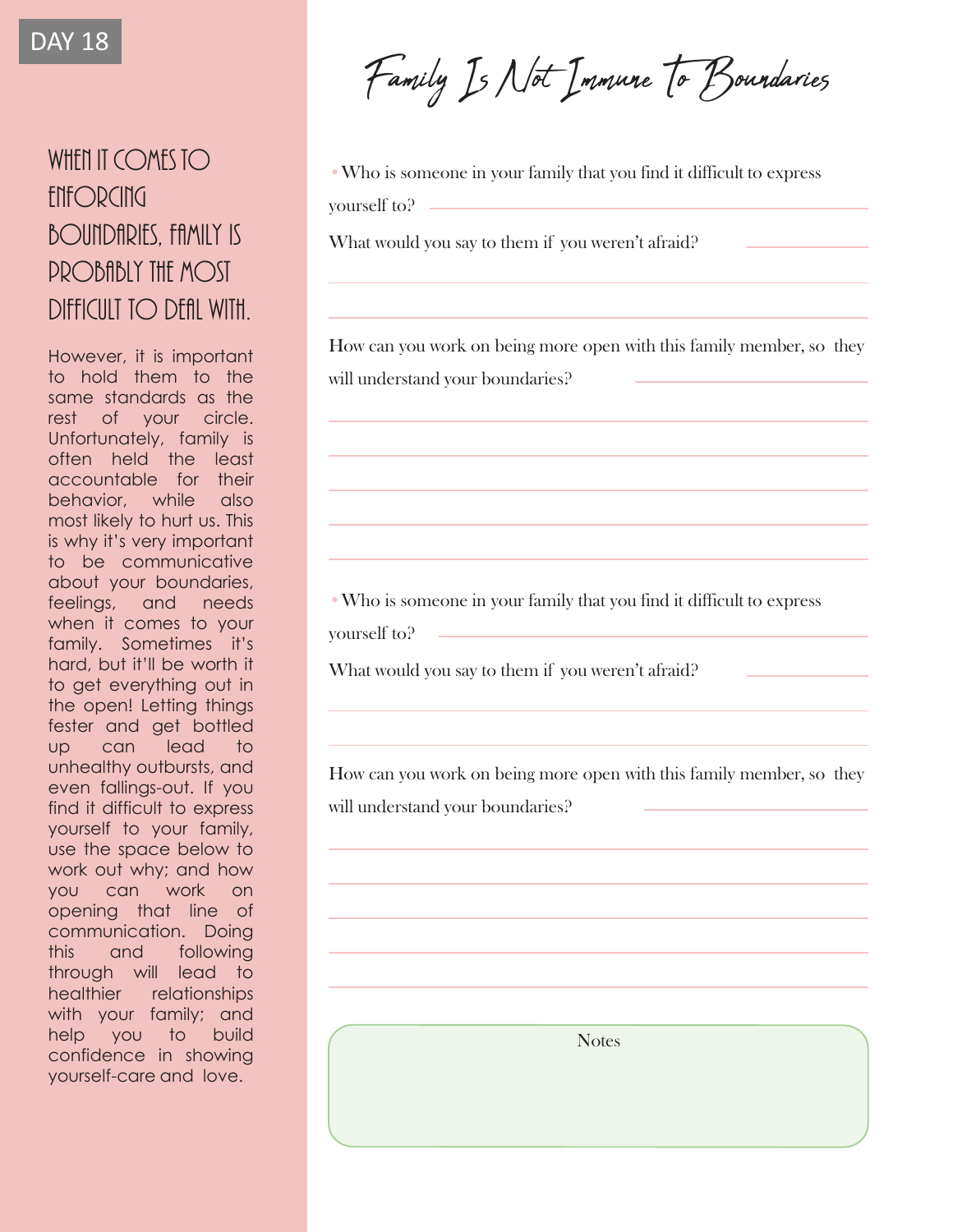DAY 18

# Family Is Not Immune To Boundaries

## WHEN IT COMES TO ENFORCING BOUNDARIES, FAMILY IS PROBABLY THE MOST DIFFICULT TO DEAL WITH.

However, it is important to hold them to the same standards as the rest of your circle. Unfortunately, family is often held the least accountable for their behavior, while also most likely to hurt us. This is why it's very important to be communicative about your boundaries, feelings, and needs when it comes to your family. Sometimes it's hard, but it'll be worth it to get everything out in the open! Letting things fester and get bottled up can lead to unhealthy outbursts, and even fallings-out. If you find it difficult to express yourself to your family, use the space below to work out why; and how you can work on opening that line of communication. Doing this and following through will lead to healthier relationships with your family; and help you to build confidence in showing yourself-care and love.

- Who is someone in your family that you find it difficult to express yourself to? ______________________

What would you say to them if you weren't afraid? ______________________

______________________

______________________

How can you work on being more open with this family member, so they will understand your boundaries? ______________________

______________________

______________________

______________________

______________________

______________________

- Who is someone in your family that you find it difficult to express yourself to? ______________________

What would you say to them if you weren't afraid? ______________________

______________________

______________________

How can you work on being more open with this family member, so they will understand your boundaries? ______________________

______________________

______________________

______________________

______________________

______________________

Notes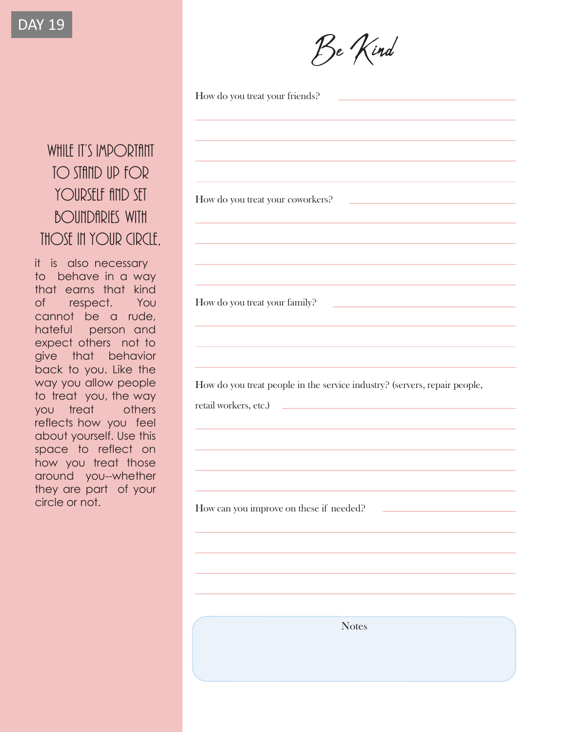DAY 19

# Be Kind

## WHILE IT'S IMPORTANT TO STAND UP FOR YOURSELF AND SET BOUNDARIES WITH THOSE IN YOUR CIRCLE,

it is also necessary to behave in a way that earns that kind of respect. You cannot be a rude, hateful person and expect others not to give that behavior back to you. Like the way you allow people to treat you, the way you treat others reflects how you feel about yourself. Use this space to reflect on how you treat those around you--whether they are part of your circle or not.

How do you treat your friends?

How do you treat your coworkers?

How do you treat your family?

How do you treat people in the service industry? (servers, repair people, retail workers, etc.)

How can you improve on these if needed?

Notes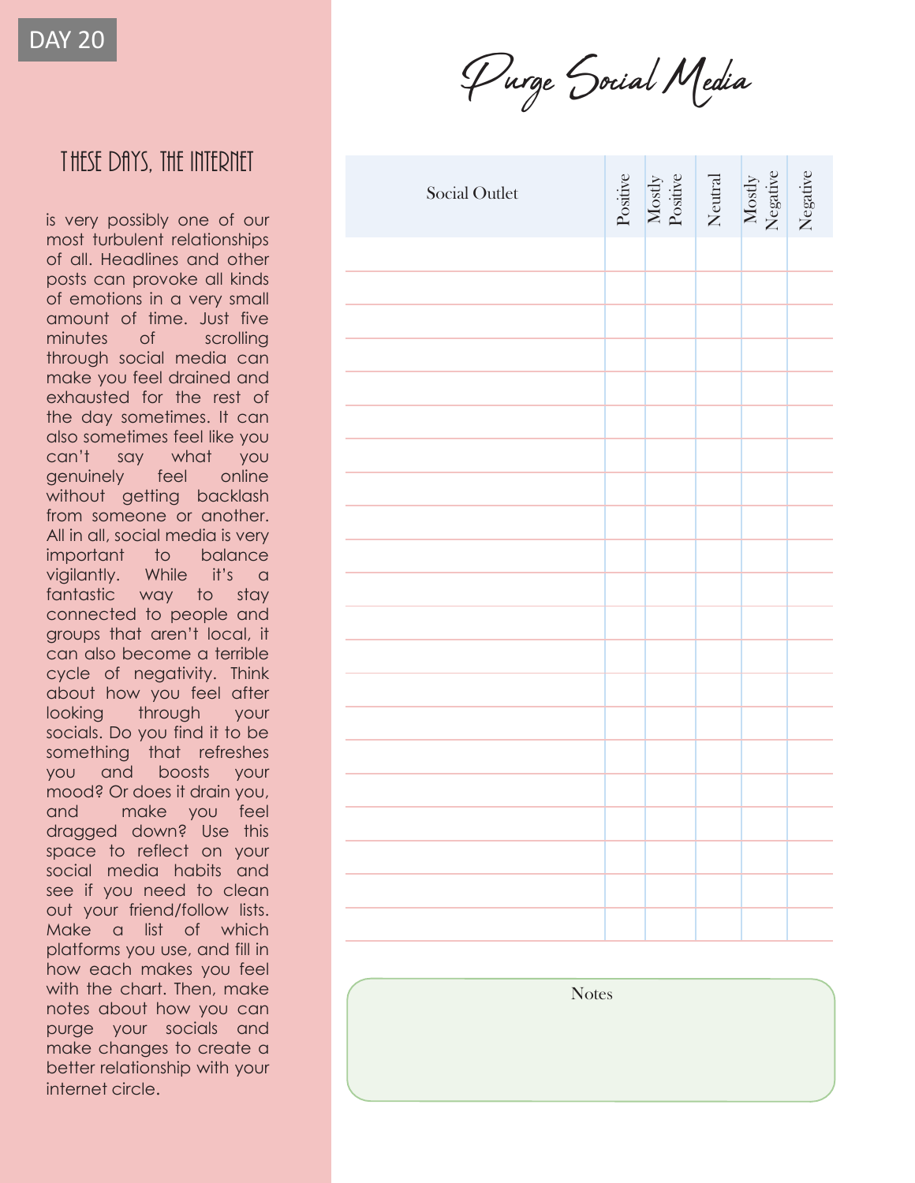DAY 20

# Purge Social Media

## THESE DAYS, THE INTERNET

is very possibly one of our most turbulent relationships of all. Headlines and other posts can provoke all kinds of emotions in a very small amount of time. Just five minutes of scrolling through social media can make you feel drained and exhausted for the rest of the day sometimes. It can also sometimes feel like you can't say what you genuinely feel online without getting backlash from someone or another. All in all, social media is very important to balance vigilantly. While it's a fantastic way to stay connected to people and groups that aren't local, it can also become a terrible cycle of negativity. Think about how you feel after looking through your socials. Do you find it to be something that refreshes you and boosts your mood? Or does it drain you, and make you feel dragged down? Use this space to reflect on your social media habits and see if you need to clean out your friend/follow lists. Make a list of which platforms you use, and fill in how each makes you feel with the chart. Then, make notes about how you can purge your socials and make changes to create a better relationship with your internet circle.

| Social Outlet | Positive | Mostly Positive | Neutral | Mostly Negative | Negative |
|---|---|---|---|---|---|
| | | | | | |
| | | | | | |
| | | | | | |
| | | | | | |
| | | | | | |
| | | | | | |
| | | | | | |
| | | | | | |
| | | | | | |
| | | | | | |
| | | | | | |
| | | | | | |
| | | | | | |
| | | | | | |
| | | | | | |
| | | | | | |
| | | | | | |
| | | | | | |
| | | | | | |
| | | | | | |
| | | | | | |

Notes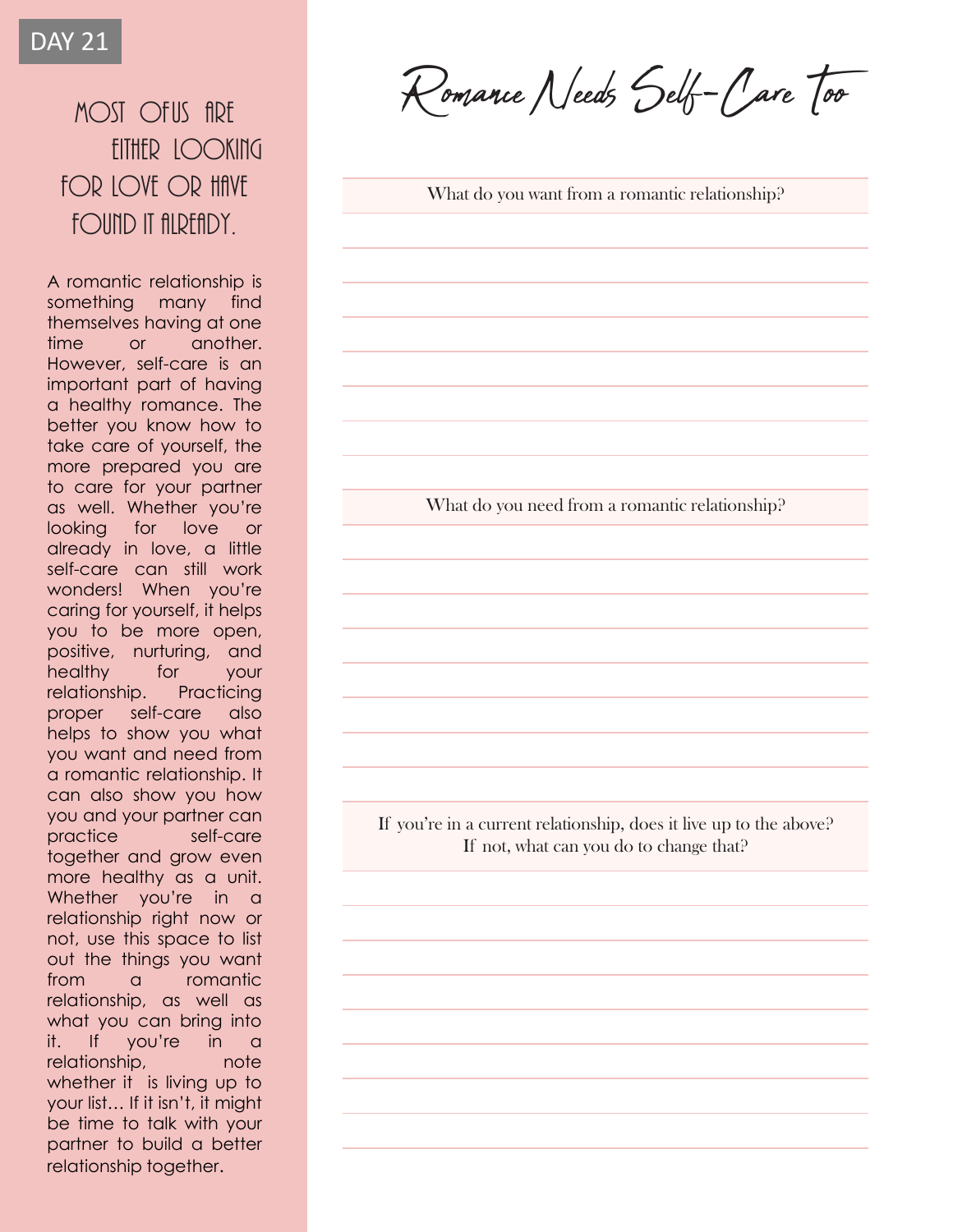DAY 21

# Romance Needs Self-Care Too

## MOST OF US ARE EITHER LOOKING FOR LOVE OR HAVE FOUND IT ALREADY.

A romantic relationship is something many find themselves having at one time or another. However, self-care is an important part of having a healthy romance. The better you know how to take care of yourself, the more prepared you are to care for your partner as well. Whether you're looking for love or already in love, a little self-care can still work wonders! When you're caring for yourself, it helps you to be more open, positive, nurturing, and healthy for your relationship. Practicing proper self-care also helps to show you what you want and need from a romantic relationship. It can also show you how you and your partner can practice self-care together and grow even more healthy as a unit. Whether you're in a relationship right now or not, use this space to list out the things you want from a romantic relationship, as well as what you can bring into it. If you're in a relationship, note whether it is living up to your list… If it isn't, it might be time to talk with your partner to build a better relationship together.

What do you want from a romantic relationship?

What do you need from a romantic relationship?

If you're in a current relationship, does it live up to the above? If not, what can you do to change that?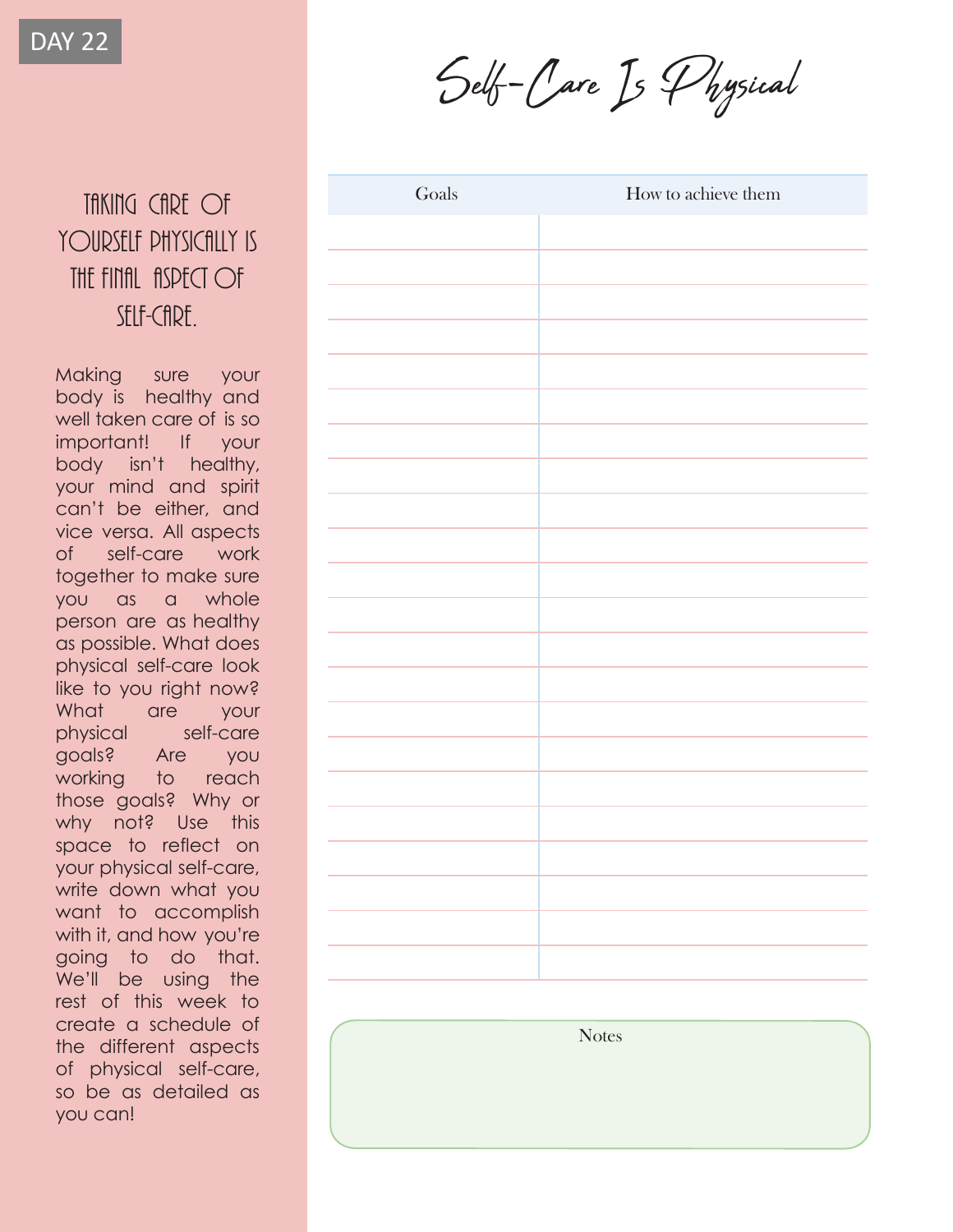DAY 22

# Self-Care Is Physical

## TAKING CARE OF YOURSELF PHYSICALLY IS THE FINAL ASPECT OF SELF-CARE.

Making sure your body is healthy and well taken care of is so important! If your body isn't healthy, your mind and spirit can't be either, and vice versa. All aspects of self-care work together to make sure you as a whole person are as healthy as possible. What does physical self-care look like to you right now? What are your physical self-care goals? Are you working to reach those goals? Why or why not? Use this space to reflect on your physical self-care, write down what you want to accomplish with it, and how you're going to do that. We'll be using the rest of this week to create a schedule of the different aspects of physical self-care, so be as detailed as you can!

| Goals | How to achieve them |
| --- | --- |
| | |
| | |
| | |
| | |
| | |
| | |
| | |
| | |
| | |
| | |
| | |
| | |
| | |
| | |
| | |
| | |
| | |
| | |
| | |
| | |
| | |
| | |

Notes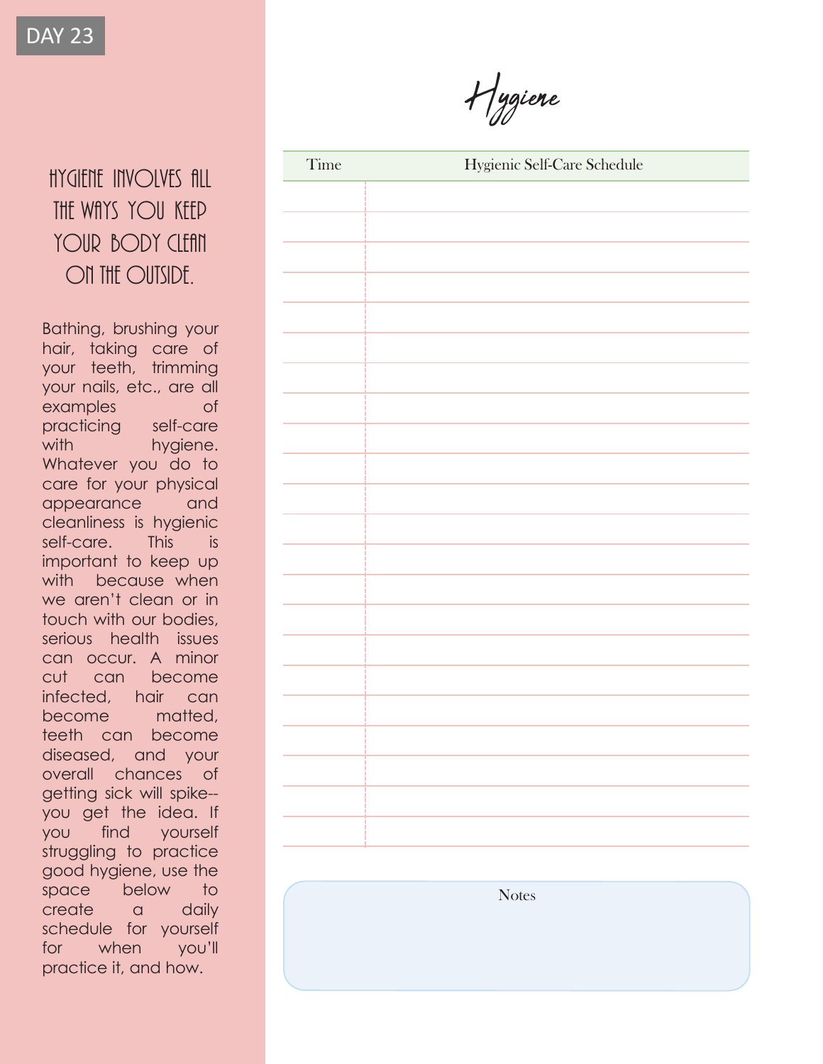DAY 23

# Hygiene

## HYGIENE INVOLVES ALL THE WAYS YOU KEEP YOUR BODY CLEAN ON THE OUTSIDE.

Bathing, brushing your hair, taking care of your teeth, trimming your nails, etc., are all examples of practicing self-care with hygiene. Whatever you do to care for your physical appearance and cleanliness is hygienic self-care. This is important to keep up with because when we aren't clean or in touch with our bodies, serious health issues can occur. A minor cut can become infected, hair can become matted, teeth can become diseased, and your overall chances of getting sick will spike--you get the idea. If you find yourself struggling to practice good hygiene, use the space below to create a daily schedule for yourself for when you'll practice it, and how.

| Time | Hygienic Self-Care Schedule |
| --- | --- |
| | |
| | |
| | |
| | |
| | |
| | |
| | |
| | |
| | |
| | |
| | |
| | |
| | |
| | |
| | |
| | |
| | |
| | |
| | |
| | |
| | |
| | |

Notes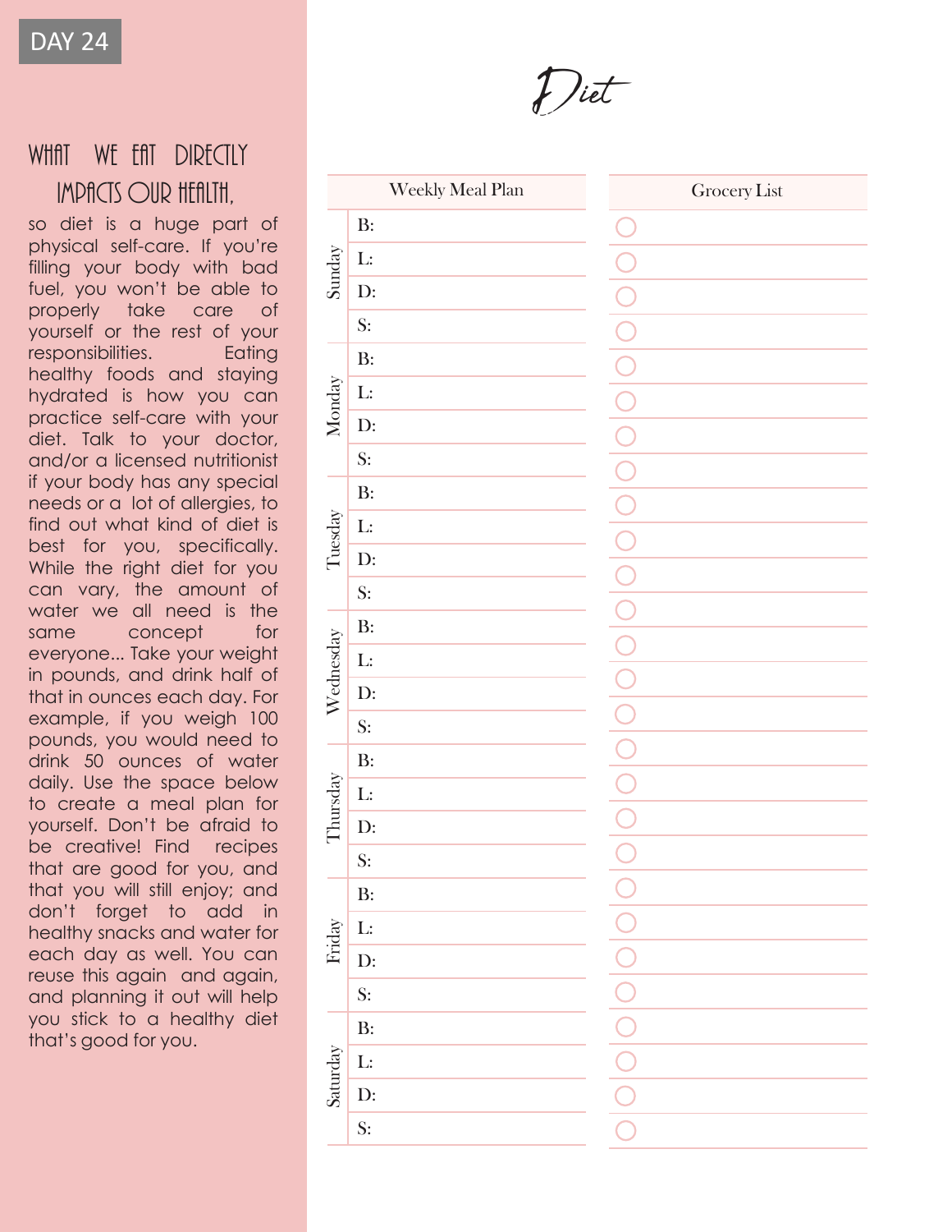DAY 24

# Diet

## WHAT WE EAT DIRECTLY IMPACTS OUR HEALTH,

so diet is a huge part of physical self-care. If you're filling your body with bad fuel, you won't be able to properly take care of yourself or the rest of your responsibilities. Eating healthy foods and staying hydrated is how you can practice self-care with your diet. Talk to your doctor, and/or a licensed nutritionist if your body has any special needs or a lot of allergies, to find out what kind of diet is best for you, specifically. While the right diet for you can vary, the amount of water we all need is the same concept for everyone... Take your weight in pounds, and drink half of that in ounces each day. For example, if you weigh 100 pounds, you would need to drink 50 ounces of water daily. Use the space below to create a meal plan for yourself. Don't be afraid to be creative! Find recipes that are good for you, and that you will still enjoy; and don't forget to add in healthy snacks and water for each day as well. You can reuse this again and again, and planning it out will help you stick to a healthy diet that's good for you.

| Day | Weekly Meal Plan |
|---|---|
| Sunday | B: |
| | L: |
| | D: |
| | S: |
| Monday | B: |
| | L: |
| | D: |
| | S: |
| Tuesday | B: |
| | L: |
| | D: |
| | S: |
| Wednesday | B: |
| | L: |
| | D: |
| | S: |
| Thursday | B: |
| | L: |
| | D: |
| | S: |
| Friday | B: |
| | L: |
| | D: |
| | S: |
| Saturday | B: |
| | L: |
| | D: |
| | S: |

| Grocery List |
|---|
| ○ |
| ○ |
| ○ |
| ○ |
| ○ |
| ○ |
| ○ |
| ○ |
| ○ |
| ○ |
| ○ |
| ○ |
| ○ |
| ○ |
| ○ |
| ○ |
| ○ |
| ○ |
| ○ |
| ○ |
| ○ |
| ○ |
| ○ |
| ○ |
| ○ |
| ○ |
| ○ |
| ○ |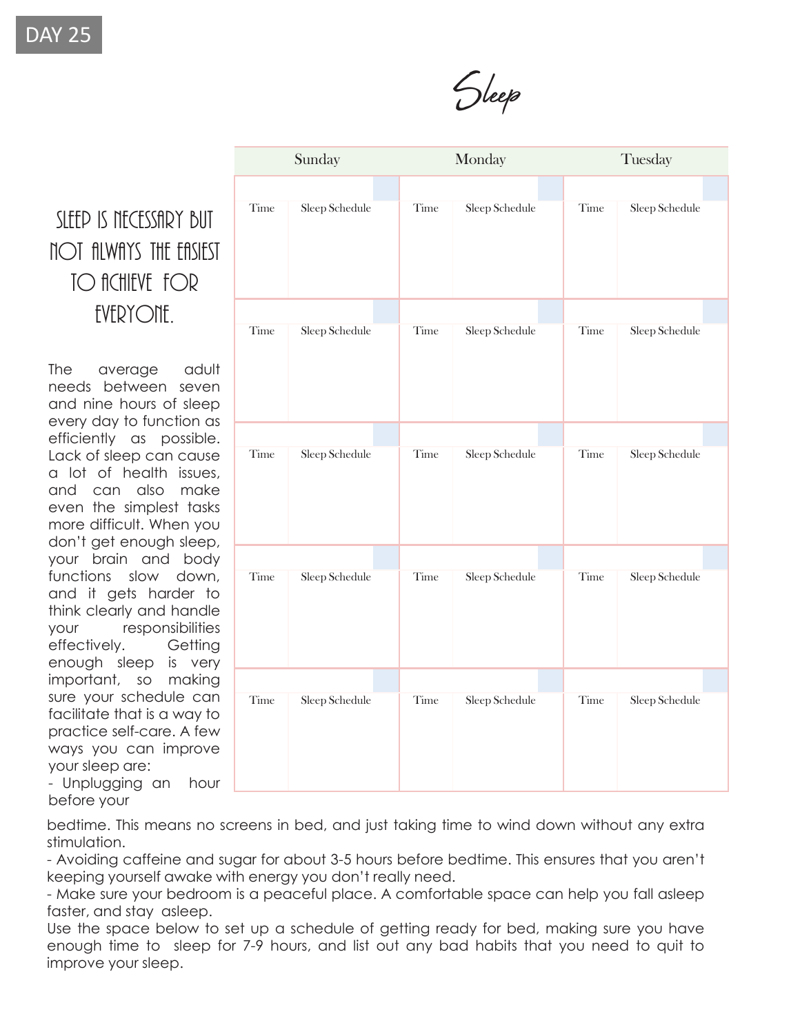DAY 25

# Sleep

## SLEEP IS NECESSARY BUT NOT ALWAYS THE EASIEST TO ACHIEVE FOR EVERYONE.

| Sunday | | Monday | | Tuesday | |
|---|---|---|---|---|---|
| Time | Sleep Schedule | Time | Sleep Schedule | Time | Sleep Schedule |
| Time | Sleep Schedule | Time | Sleep Schedule | Time | Sleep Schedule |
| Time | Sleep Schedule | Time | Sleep Schedule | Time | Sleep Schedule |
| Time | Sleep Schedule | Time | Sleep Schedule | Time | Sleep Schedule |
| Time | Sleep Schedule | Time | Sleep Schedule | Time | Sleep Schedule |

The average adult needs between seven and nine hours of sleep every day to function as efficiently as possible. Lack of sleep can cause a lot of health issues, and can also make even the simplest tasks more difficult. When you don't get enough sleep, your brain and body functions slow down, and it gets harder to think clearly and handle your responsibilities effectively. Getting enough sleep is very important, so making sure your schedule can facilitate that is a way to practice self-care. A few ways you can improve your sleep are:

- Unplugging an hour before your bedtime. This means no screens in bed, and just taking time to wind down without any extra stimulation.
- Avoiding caffeine and sugar for about 3-5 hours before bedtime. This ensures that you aren't keeping yourself awake with energy you don't really need.
- Make sure your bedroom is a peaceful place. A comfortable space can help you fall asleep faster, and stay asleep.

Use the space below to set up a schedule of getting ready for bed, making sure you have enough time to sleep for 7-9 hours, and list out any bad habits that you need to quit to improve your sleep.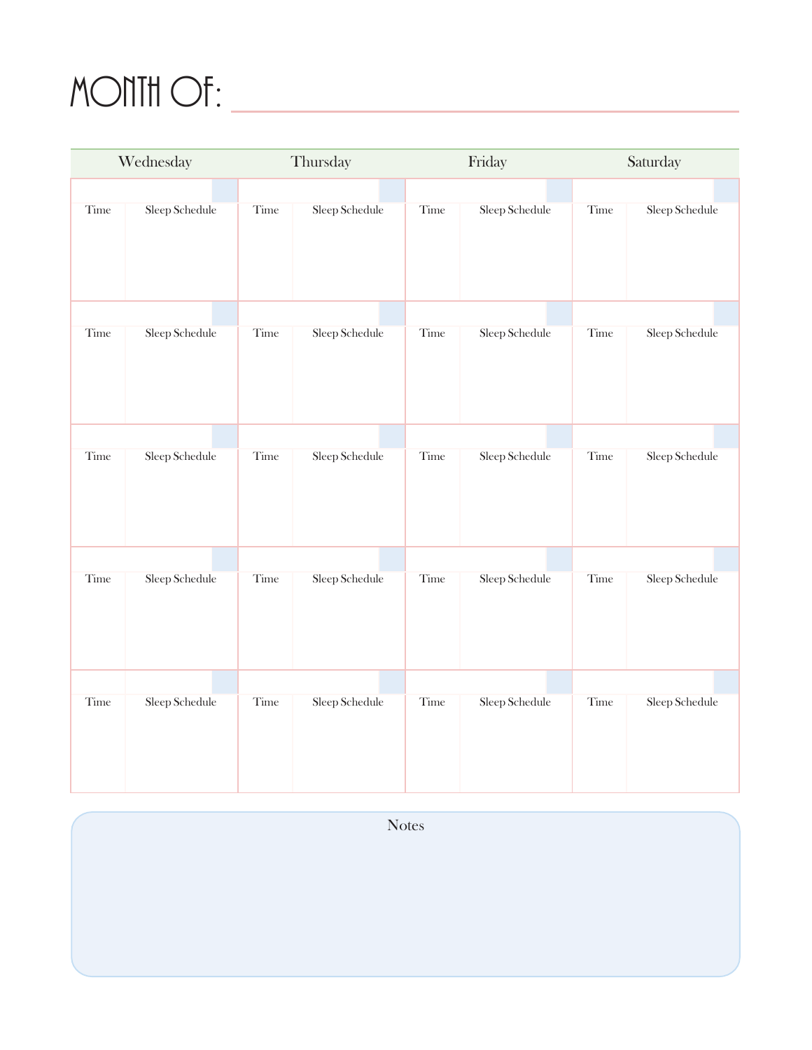# MONTH OF: ______________________

| Wednesday | | Thursday | | Friday | | Saturday | |
|---|---|---|---|---|---|---|---|
| Time | Sleep Schedule | Time | Sleep Schedule | Time | Sleep Schedule | Time | Sleep Schedule |
| Time | Sleep Schedule | Time | Sleep Schedule | Time | Sleep Schedule | Time | Sleep Schedule |
| Time | Sleep Schedule | Time | Sleep Schedule | Time | Sleep Schedule | Time | Sleep Schedule |
| Time | Sleep Schedule | Time | Sleep Schedule | Time | Sleep Schedule | Time | Sleep Schedule |
| Time | Sleep Schedule | Time | Sleep Schedule | Time | Sleep Schedule | Time | Sleep Schedule |

Notes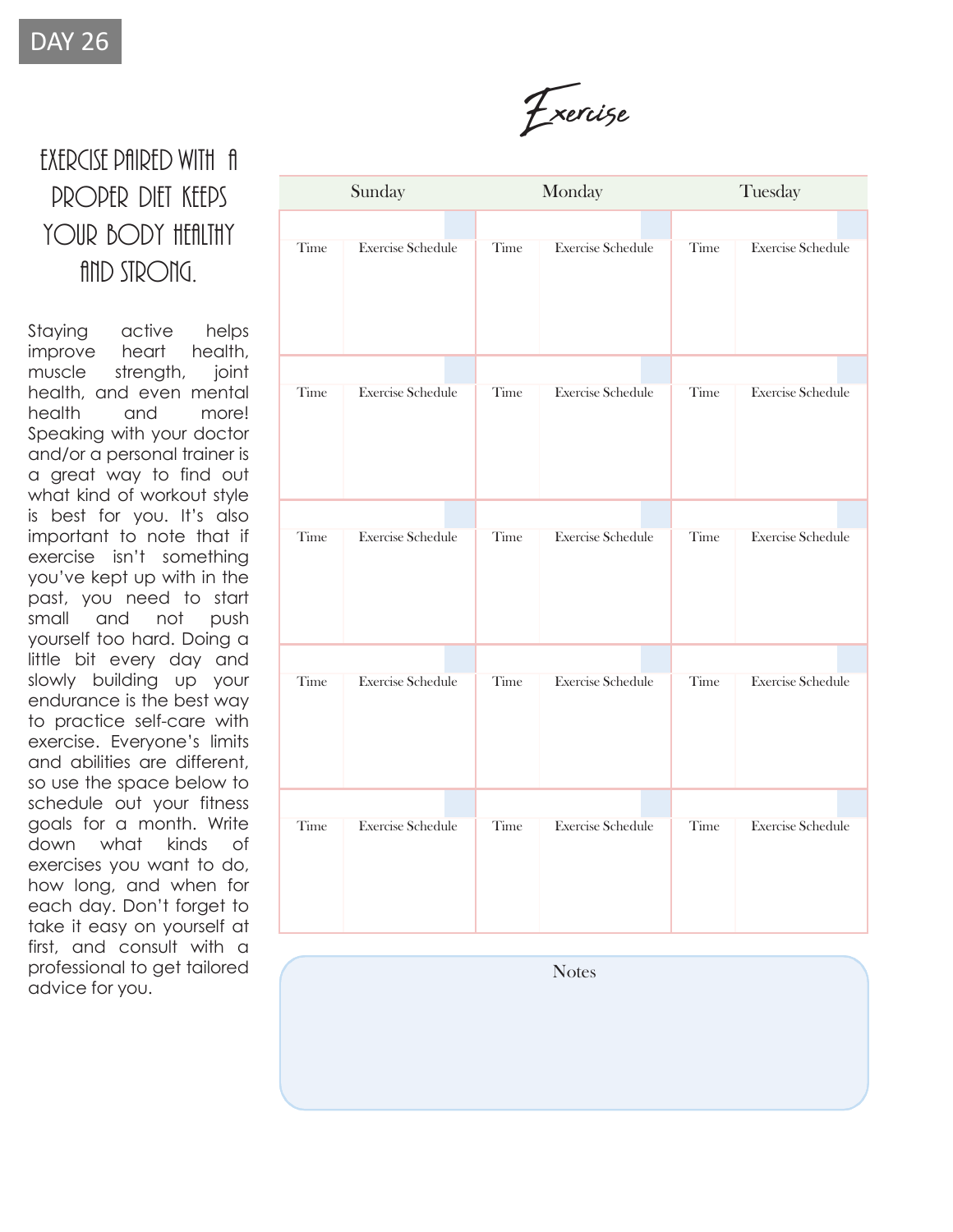DAY 26

# Exercise

## EXERCISE PAIRED WITH A PROPER DIET KEEPS YOUR BODY HEALTHY AND STRONG.

Staying active helps improve heart health, muscle strength, joint health, and even mental health and more! Speaking with your doctor and/or a personal trainer is a great way to find out what kind of workout style is best for you. It's also important to note that if exercise isn't something you've kept up with in the past, you need to start small and not push yourself too hard. Doing a little bit every day and slowly building up your endurance is the best way to practice self-care with exercise. Everyone's limits and abilities are different, so use the space below to schedule out your fitness goals for a month. Write down what kinds of exercises you want to do, how long, and when for each day. Don't forget to take it easy on yourself at first, and consult with a professional to get tailored advice for you.

| Sunday | | Monday | | Tuesday | |
|---|---|---|---|---|---|
| Time | Exercise Schedule | Time | Exercise Schedule | Time | Exercise Schedule |
| | | | | | |
| Time | Exercise Schedule | Time | Exercise Schedule | Time | Exercise Schedule |
| | | | | | |
| Time | Exercise Schedule | Time | Exercise Schedule | Time | Exercise Schedule |
| | | | | | |
| Time | Exercise Schedule | Time | Exercise Schedule | Time | Exercise Schedule |
| | | | | | |
| Time | Exercise Schedule | Time | Exercise Schedule | Time | Exercise Schedule |
| | | | | | |

Notes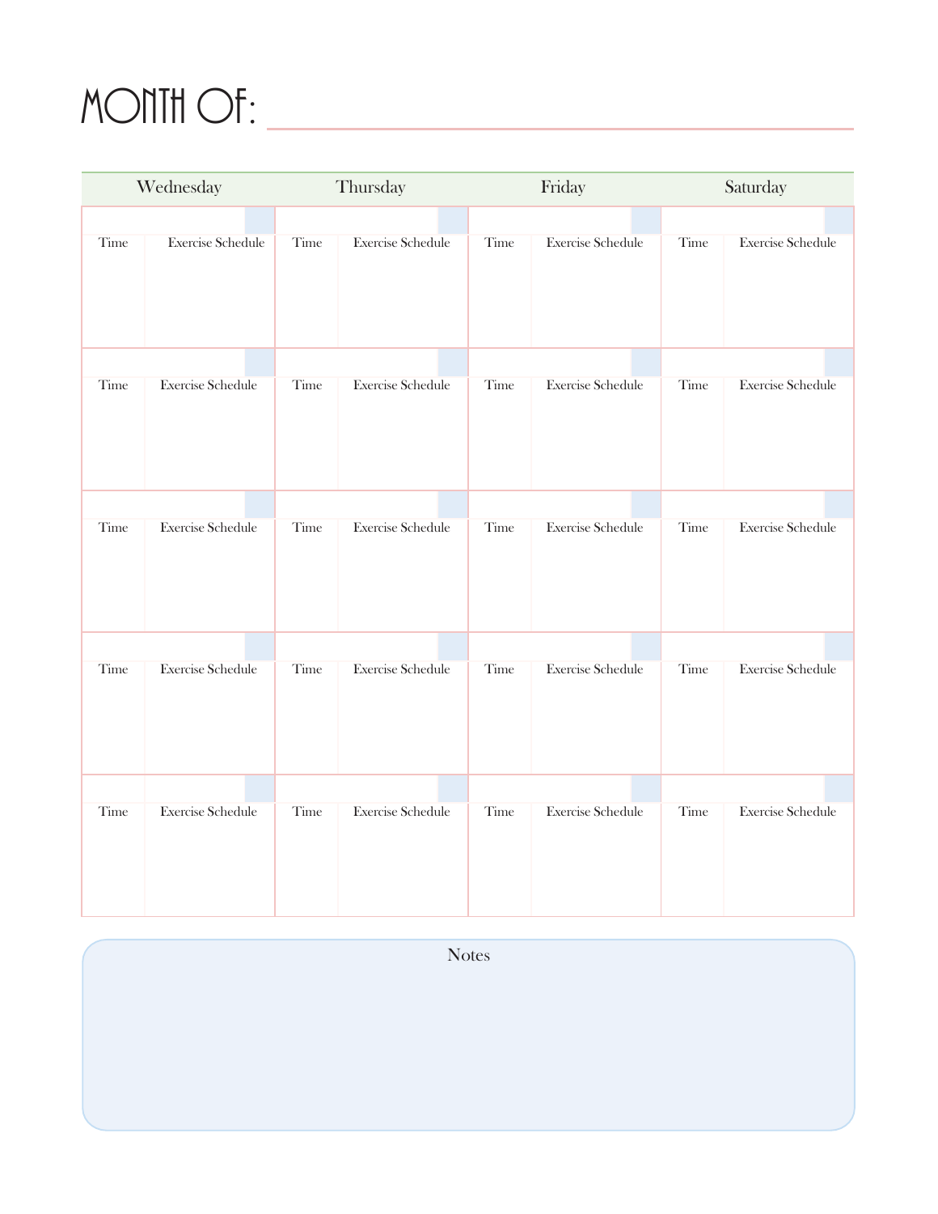# MONTH OF:

| Wednesday | | Thursday | | Friday | | Saturday | |
|---|---|---|---|---|---|---|---|
| Time | Exercise Schedule | Time | Exercise Schedule | Time | Exercise Schedule | Time | Exercise Schedule |
| | | | | | | | |
| Time | Exercise Schedule | Time | Exercise Schedule | Time | Exercise Schedule | Time | Exercise Schedule |
| | | | | | | | |
| Time | Exercise Schedule | Time | Exercise Schedule | Time | Exercise Schedule | Time | Exercise Schedule |
| | | | | | | | |
| Time | Exercise Schedule | Time | Exercise Schedule | Time | Exercise Schedule | Time | Exercise Schedule |
| | | | | | | | |
| Time | Exercise Schedule | Time | Exercise Schedule | Time | Exercise Schedule | Time | Exercise Schedule |
| | | | | | | | |

Notes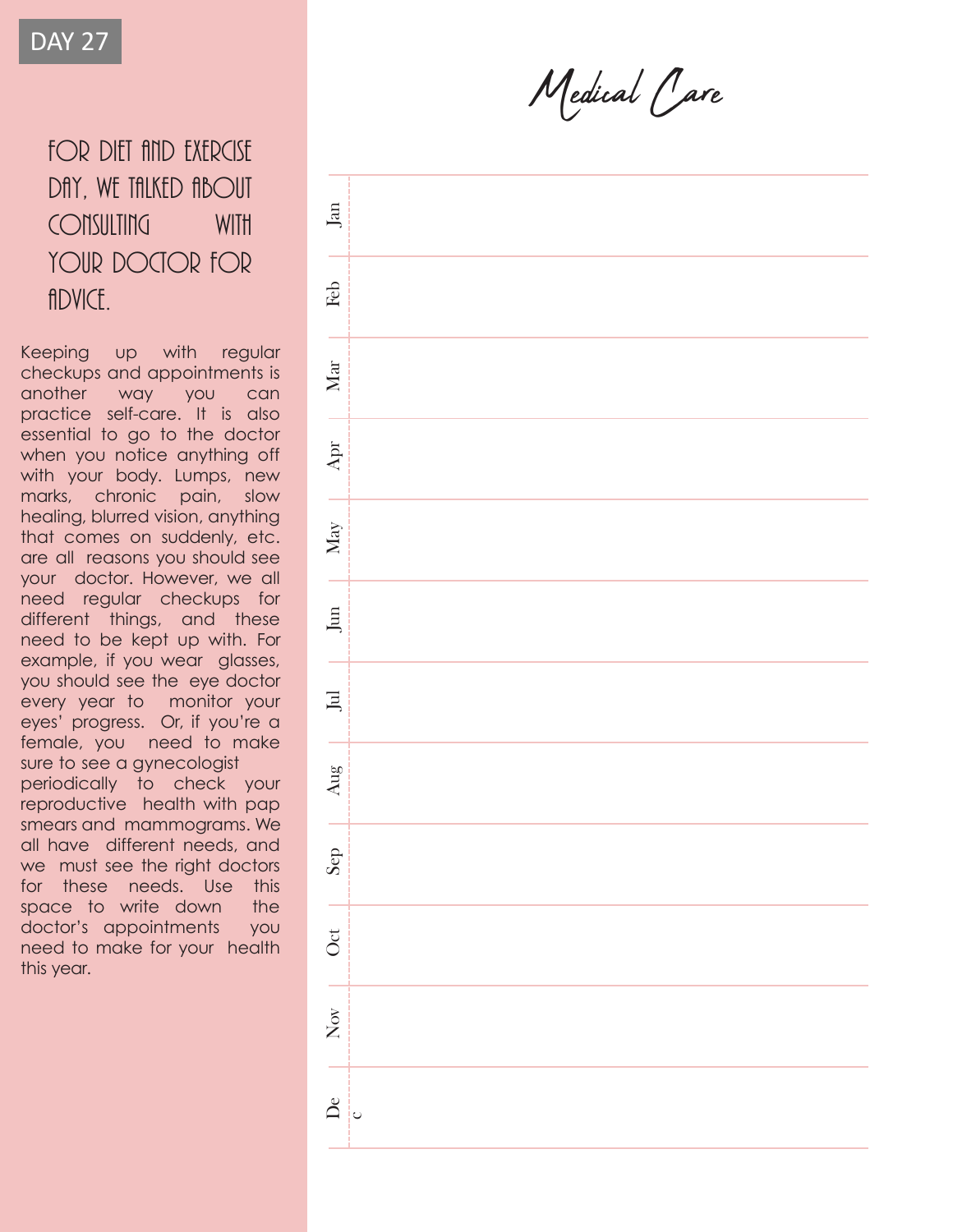DAY 27

# Medical Care

## FOR DIET AND EXERCISE DAY, WE TALKED ABOUT CONSULTING WITH YOUR DOCTOR FOR ADVICE.

Keeping up with regular checkups and appointments is another way you can practice self-care. It is also essential to go to the doctor when you notice anything off with your body. Lumps, new marks, chronic pain, slow healing, blurred vision, anything that comes on suddenly, etc. are all reasons you should see your doctor. However, we all need regular checkups for different things, and these need to be kept up with. For example, if you wear glasses, you should see the eye doctor every year to monitor your eyes' progress. Or, if you're a female, you need to make sure to see a gynecologist periodically to check your reproductive health with pap smears and mammograms. We all have different needs, and we must see the right doctors for these needs. Use this space to write down the doctor's appointments you need to make for your health this year.

| | |
|---|---|
| Jan | |
| Feb | |
| Mar | |
| Apr | |
| May | |
| Jun | |
| Jul | |
| Aug | |
| Sep | |
| Oct | |
| Nov | |
| Dec | |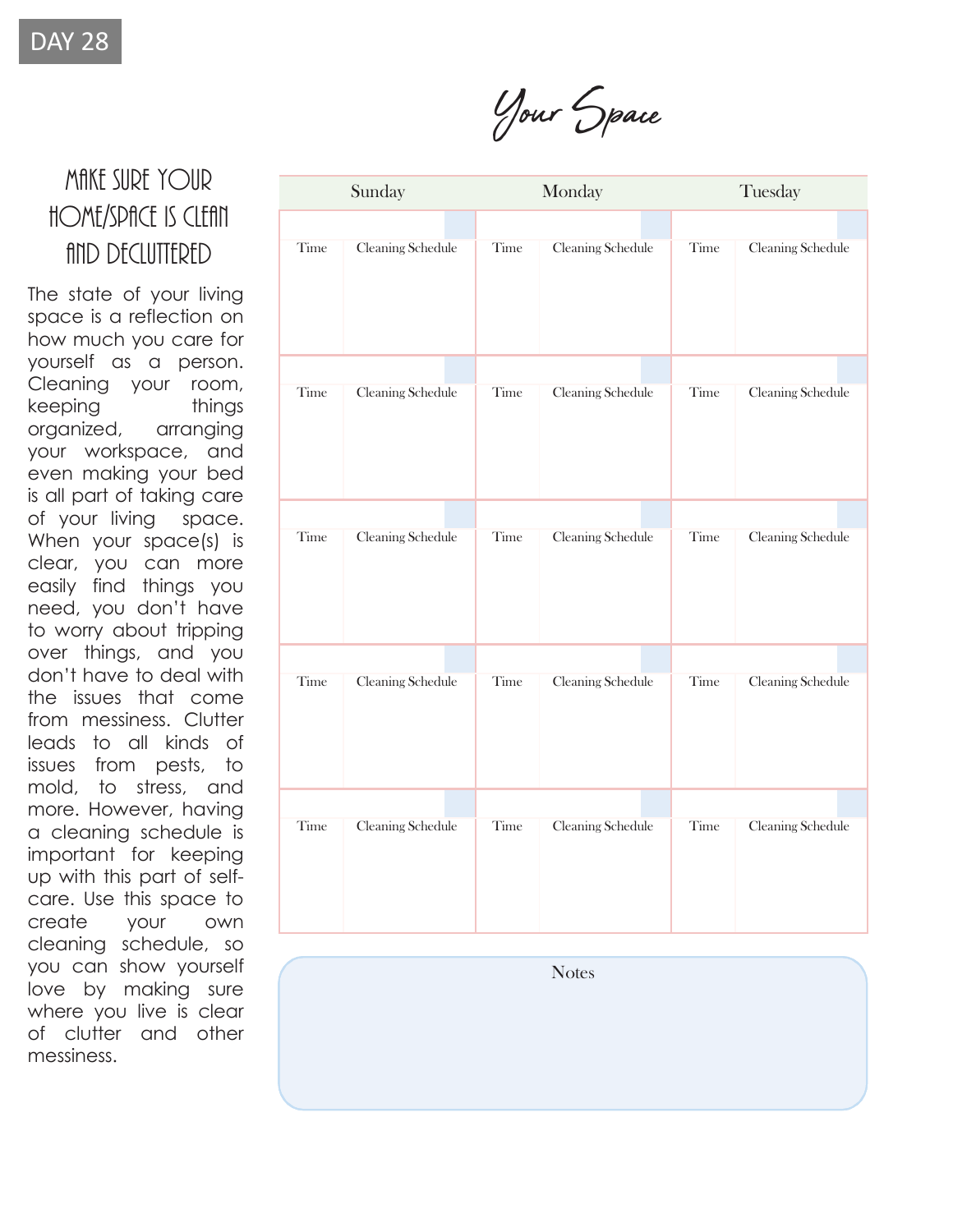DAY 28

# Your Space

## MAKE SURE YOUR HOME/SPACE IS CLEAN AND DECLUTTERED

The state of your living space is a reflection on how much you care for yourself as a person. Cleaning your room, keeping things organized, arranging your workspace, and even making your bed is all part of taking care of your living space. When your space(s) is clear, you can more easily find things you need, you don't have to worry about tripping over things, and you don't have to deal with the issues that come from messiness. Clutter leads to all kinds of issues from pests, to mold, to stress, and more. However, having a cleaning schedule is important for keeping up with this part of self-care. Use this space to create your own cleaning schedule, so you can show yourself love by making sure where you live is clear of clutter and other messiness.

| Sunday | | Monday | | Tuesday | |
|---|---|---|---|---|---|
| Time | Cleaning Schedule | Time | Cleaning Schedule | Time | Cleaning Schedule |
| Time | Cleaning Schedule | Time | Cleaning Schedule | Time | Cleaning Schedule |
| Time | Cleaning Schedule | Time | Cleaning Schedule | Time | Cleaning Schedule |
| Time | Cleaning Schedule | Time | Cleaning Schedule | Time | Cleaning Schedule |
| Time | Cleaning Schedule | Time | Cleaning Schedule | Time | Cleaning Schedule |

Notes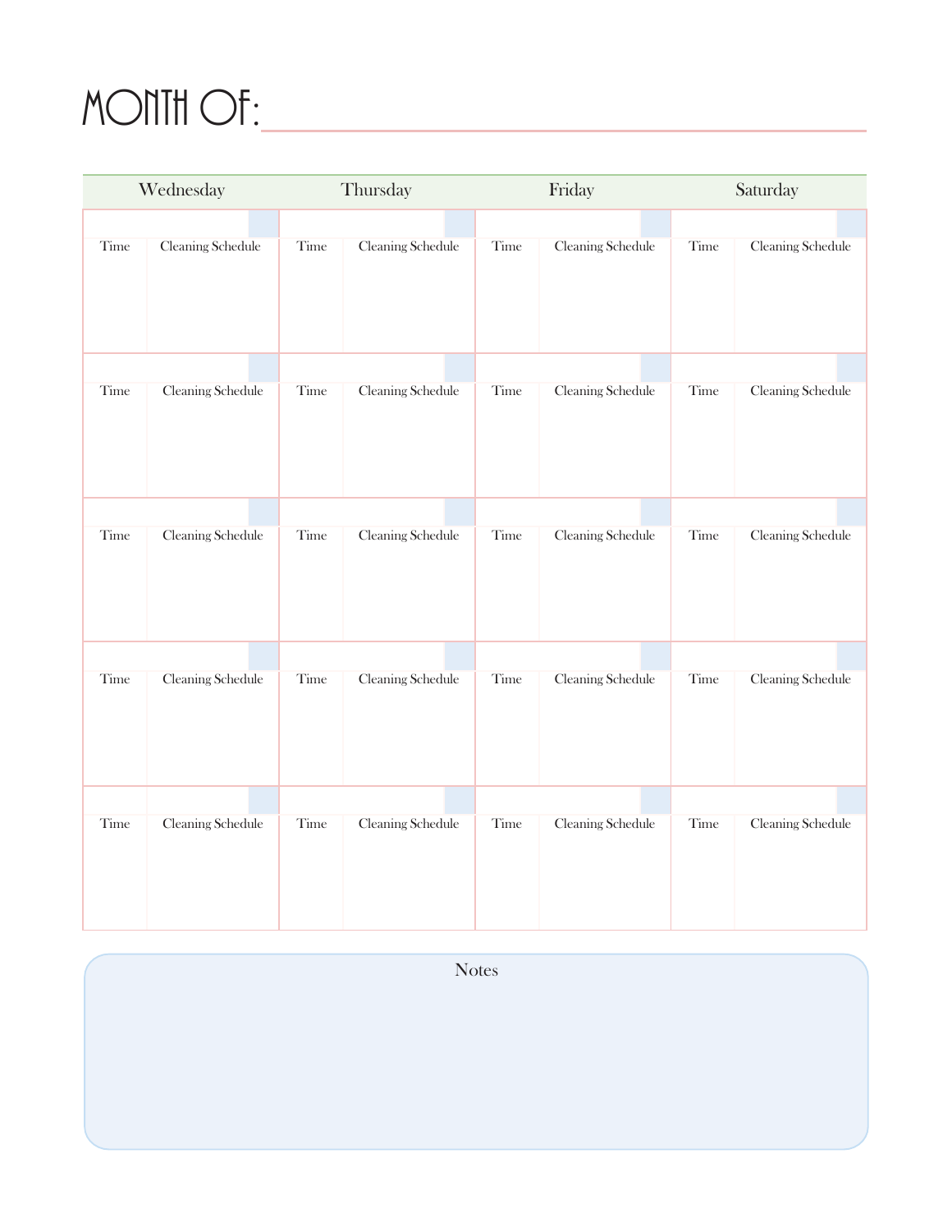# MONTH OF: ______________________

| Wednesday | | Thursday | | Friday | | Saturday | |
|---|---|---|---|---|---|---|---|
| Time | Cleaning Schedule | Time | Cleaning Schedule | Time | Cleaning Schedule | Time | Cleaning Schedule |
| Time | Cleaning Schedule | Time | Cleaning Schedule | Time | Cleaning Schedule | Time | Cleaning Schedule |
| Time | Cleaning Schedule | Time | Cleaning Schedule | Time | Cleaning Schedule | Time | Cleaning Schedule |
| Time | Cleaning Schedule | Time | Cleaning Schedule | Time | Cleaning Schedule | Time | Cleaning Schedule |
| Time | Cleaning Schedule | Time | Cleaning Schedule | Time | Cleaning Schedule | Time | Cleaning Schedule |

Notes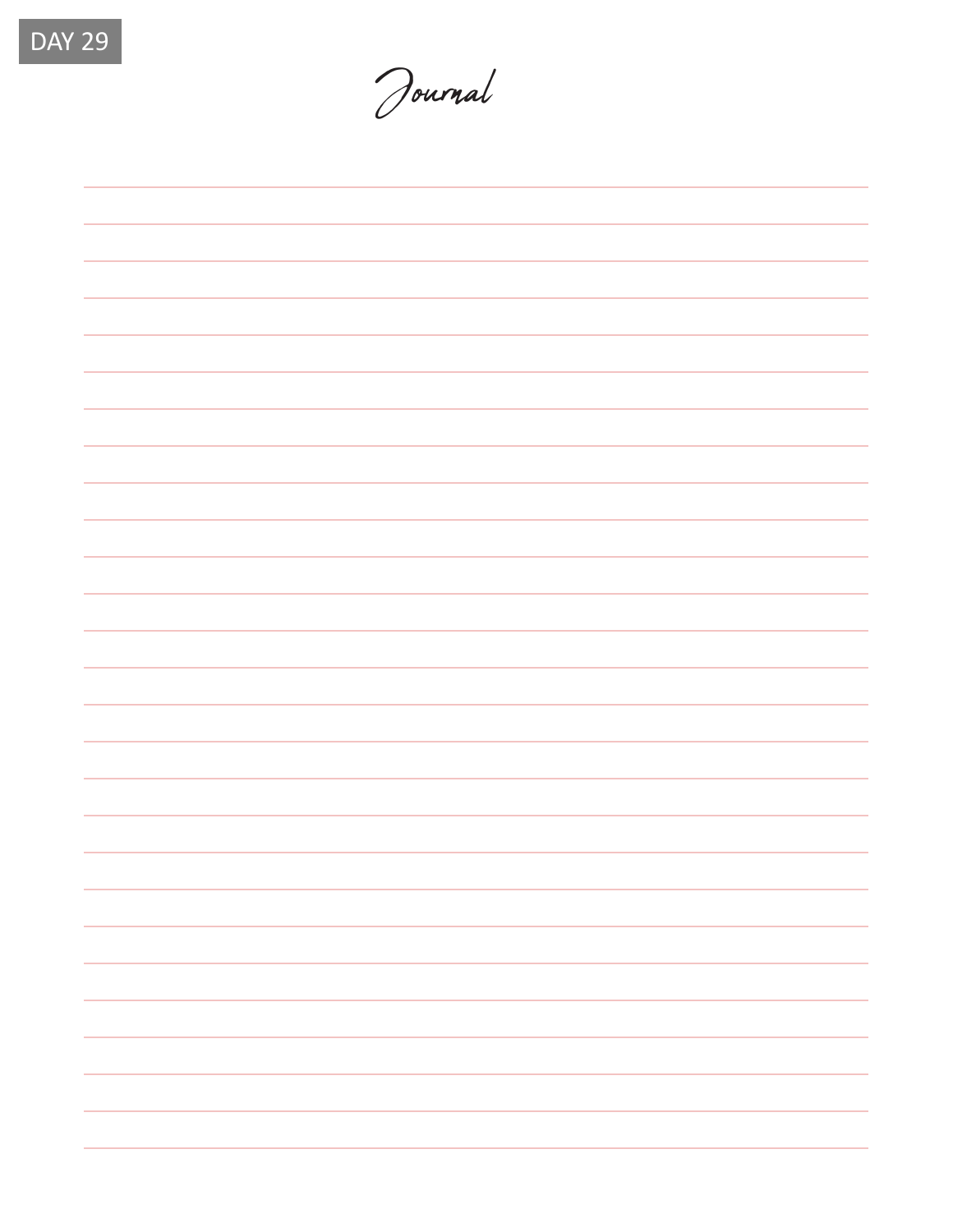DAY 29

# Journal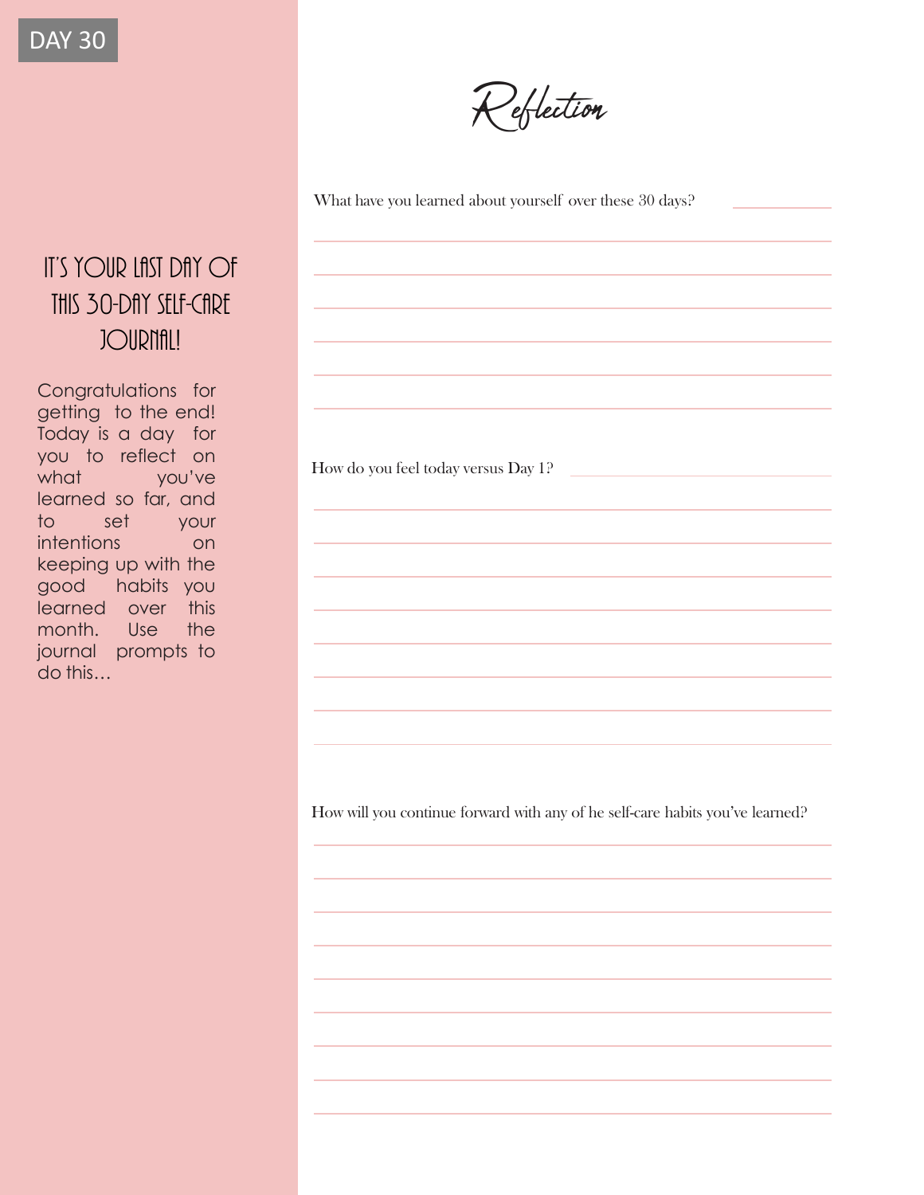DAY 30

# IT'S YOUR LAST DAY OF THIS 30-DAY SELF-CARE JOURNAL!

Congratulations for getting to the end! Today is a day for you to reflect on what you've learned so far, and to set your intentions on keeping up with the good habits you learned over this month. Use the journal prompts to do this…

## *Reflection*

What have you learned about yourself over these 30 days?

How do you feel today versus Day 1?

How will you continue forward with any of he self-care habits you've learned?